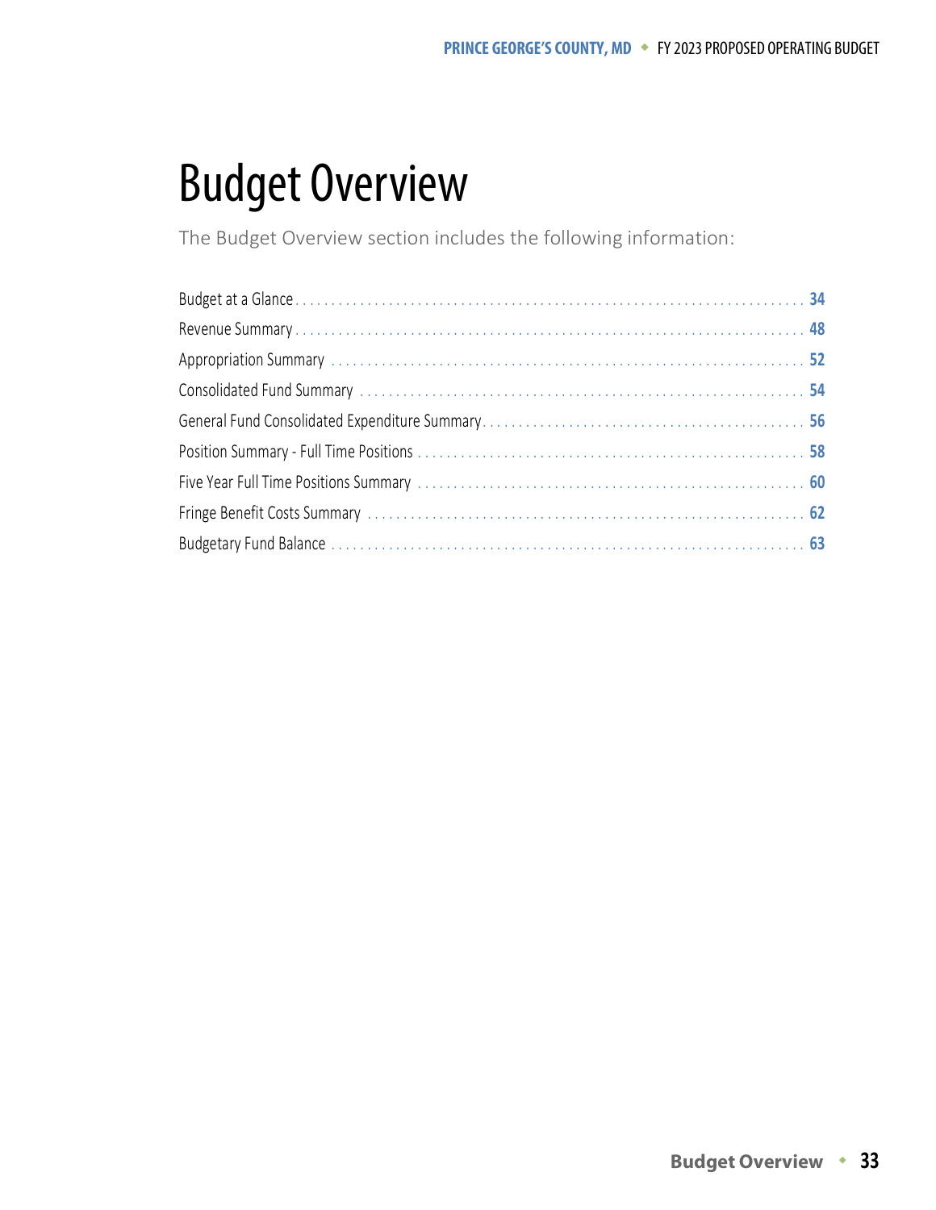# Budget Overview

The Budget Overview section includes the following information:

- Budget at a Glance ........ 34
- Revenue Summary ........ 48
- Appropriation Summary ........ 52
- Consolidated Fund Summary ........ 54
- General Fund Consolidated Expenditure Summary ........ 56
- Position Summary - Full Time Positions ........ 58
- Five Year Full Time Positions Summary ........ 60
- Fringe Benefit Costs Summary ........ 62
- Budgetary Fund Balance ........ 63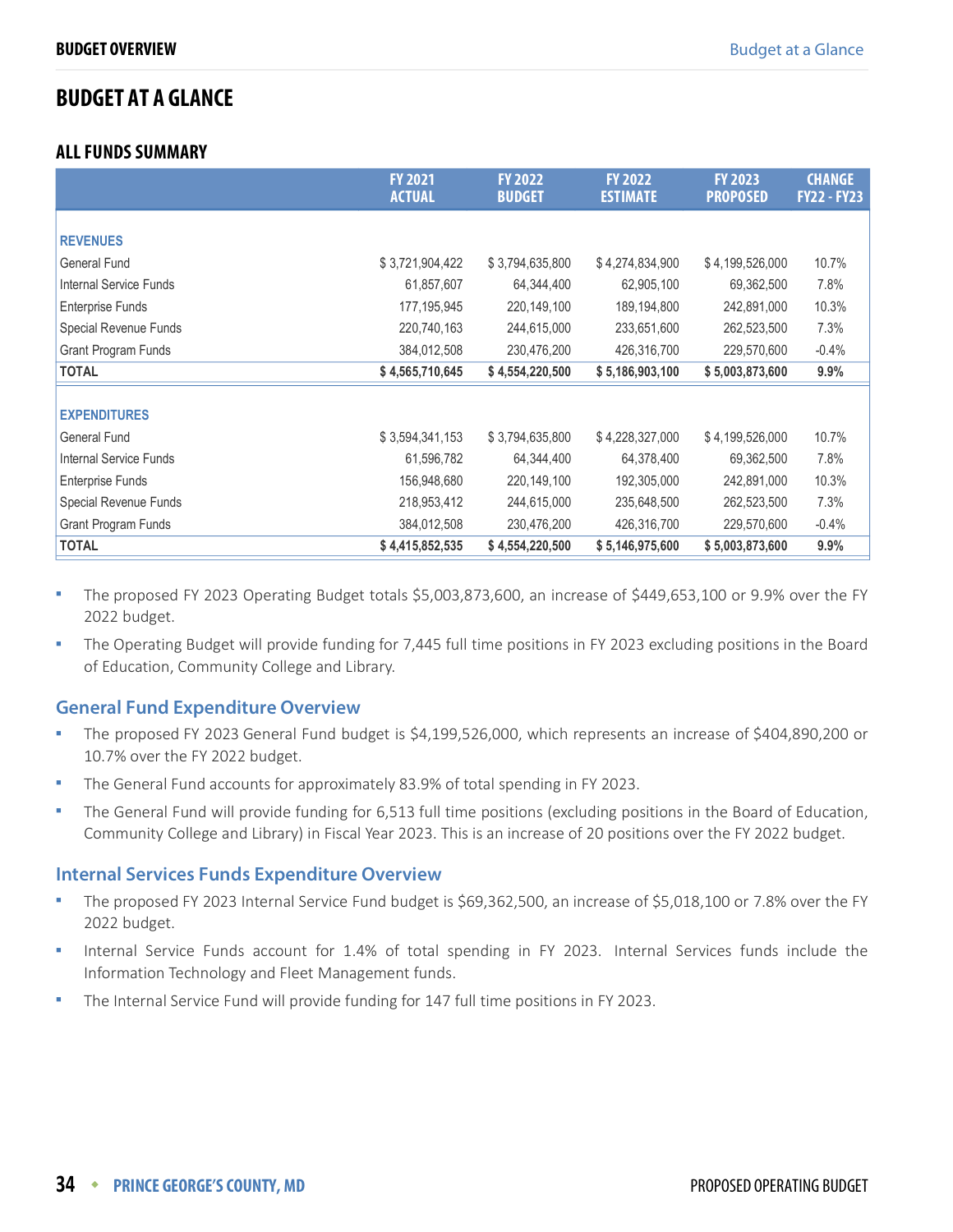# BUDGET AT A GLANCE

## ALL FUNDS SUMMARY

| | FY 2021 ACTUAL | FY 2022 BUDGET | FY 2022 ESTIMATE | FY 2023 PROPOSED | CHANGE FY22 - FY23 |
|---|---|---|---|---|---|
| **REVENUES** | | | | | |
| General Fund | $ 3,721,904,422 | $ 3,794,635,800 | $ 4,274,834,900 | $ 4,199,526,000 | 10.7% |
| Internal Service Funds | 61,857,607 | 64,344,400 | 62,905,100 | 69,362,500 | 7.8% |
| Enterprise Funds | 177,195,945 | 220,149,100 | 189,194,800 | 242,891,000 | 10.3% |
| Special Revenue Funds | 220,740,163 | 244,615,000 | 233,651,600 | 262,523,500 | 7.3% |
| Grant Program Funds | 384,012,508 | 230,476,200 | 426,316,700 | 229,570,600 | -0.4% |
| **TOTAL** | **$ 4,565,710,645** | **$ 4,554,220,500** | **$ 5,186,903,100** | **$ 5,003,873,600** | **9.9%** |
| **EXPENDITURES** | | | | | |
| General Fund | $ 3,594,341,153 | $ 3,794,635,800 | $ 4,228,327,000 | $ 4,199,526,000 | 10.7% |
| Internal Service Funds | 61,596,782 | 64,344,400 | 64,378,400 | 69,362,500 | 7.8% |
| Enterprise Funds | 156,948,680 | 220,149,100 | 192,305,000 | 242,891,000 | 10.3% |
| Special Revenue Funds | 218,953,412 | 244,615,000 | 235,648,500 | 262,523,500 | 7.3% |
| Grant Program Funds | 384,012,508 | 230,476,200 | 426,316,700 | 229,570,600 | -0.4% |
| **TOTAL** | **$ 4,415,852,535** | **$ 4,554,220,500** | **$ 5,146,975,600** | **$ 5,003,873,600** | **9.9%** |

- The proposed FY 2023 Operating Budget totals $5,003,873,600, an increase of $449,653,100 or 9.9% over the FY 2022 budget.
- The Operating Budget will provide funding for 7,445 full time positions in FY 2023 excluding positions in the Board of Education, Community College and Library.

### General Fund Expenditure Overview

- The proposed FY 2023 General Fund budget is $4,199,526,000, which represents an increase of $404,890,200 or 10.7% over the FY 2022 budget.
- The General Fund accounts for approximately 83.9% of total spending in FY 2023.
- The General Fund will provide funding for 6,513 full time positions (excluding positions in the Board of Education, Community College and Library) in Fiscal Year 2023. This is an increase of 20 positions over the FY 2022 budget.

### Internal Services Funds Expenditure Overview

- The proposed FY 2023 Internal Service Fund budget is $69,362,500, an increase of $5,018,100 or 7.8% over the FY 2022 budget.
- Internal Service Funds account for 1.4% of total spending in FY 2023. Internal Services funds include the Information Technology and Fleet Management funds.
- The Internal Service Fund will provide funding for 147 full time positions in FY 2023.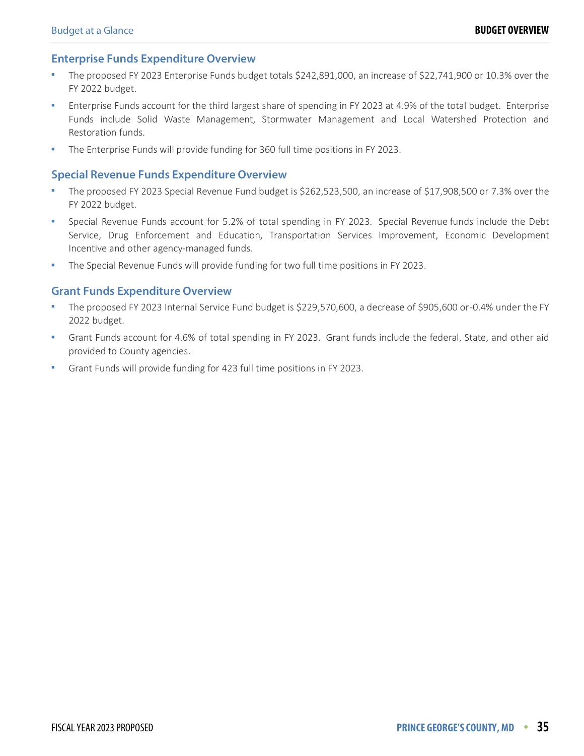## Enterprise Funds Expenditure Overview

- The proposed FY 2023 Enterprise Funds budget totals $242,891,000, an increase of $22,741,900 or 10.3% over the FY 2022 budget.
- Enterprise Funds account for the third largest share of spending in FY 2023 at 4.9% of the total budget. Enterprise Funds include Solid Waste Management, Stormwater Management and Local Watershed Protection and Restoration funds.
- The Enterprise Funds will provide funding for 360 full time positions in FY 2023.

## Special Revenue Funds Expenditure Overview

- The proposed FY 2023 Special Revenue Fund budget is $262,523,500, an increase of $17,908,500 or 7.3% over the FY 2022 budget.
- Special Revenue Funds account for 5.2% of total spending in FY 2023. Special Revenue funds include the Debt Service, Drug Enforcement and Education, Transportation Services Improvement, Economic Development Incentive and other agency-managed funds.
- The Special Revenue Funds will provide funding for two full time positions in FY 2023.

## Grant Funds Expenditure Overview

- The proposed FY 2023 Internal Service Fund budget is $229,570,600, a decrease of $905,600 or-0.4% under the FY 2022 budget.
- Grant Funds account for 4.6% of total spending in FY 2023. Grant funds include the federal, State, and other aid provided to County agencies.
- Grant Funds will provide funding for 423 full time positions in FY 2023.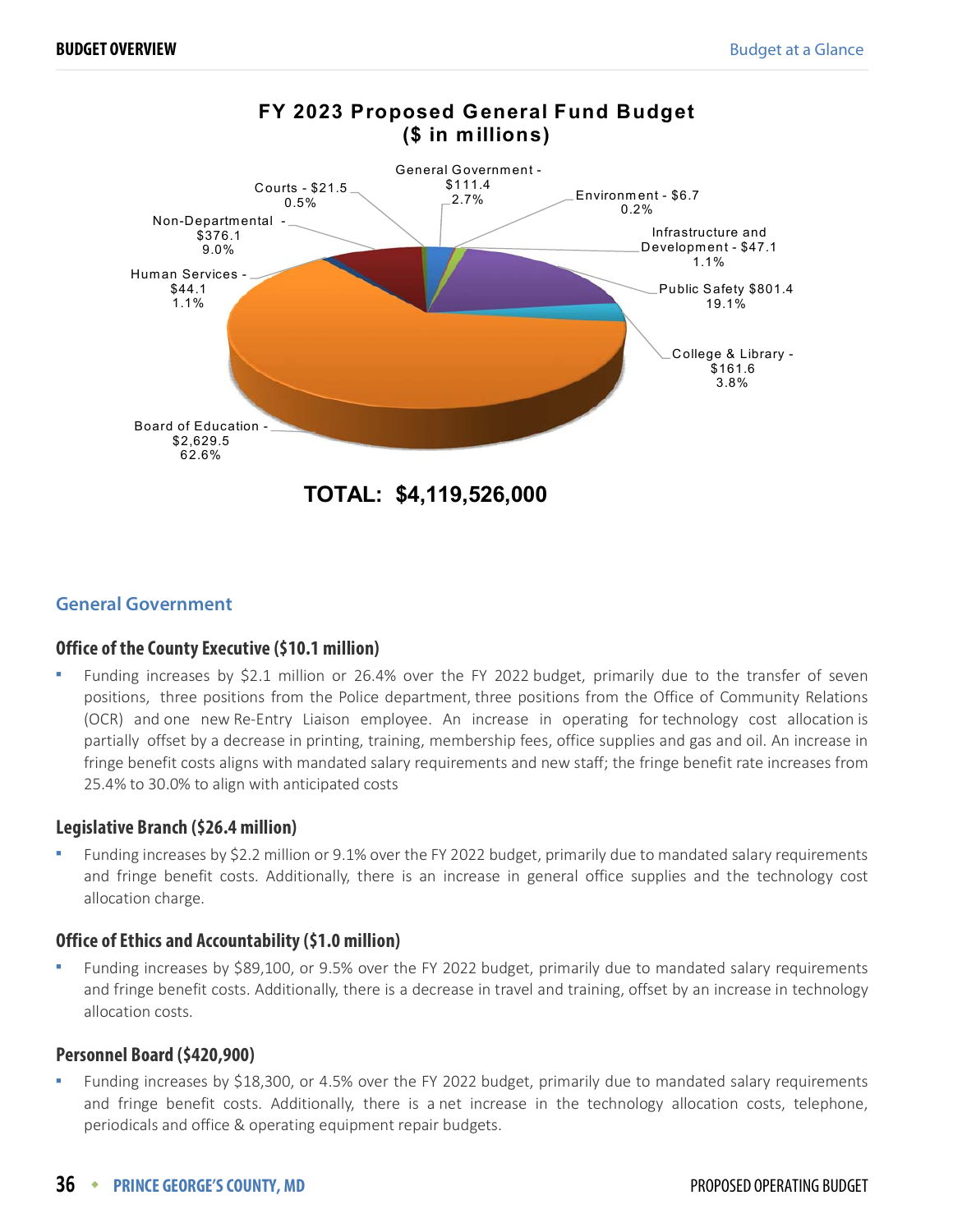**FY 2023 Proposed General Fund Budget ($ in millions)**

- General Government - $111.4 — 2.7%
- Environment - $6.7 — 0.2%
- Infrastructure and Development - $47.1 — 1.1%
- Public Safety $801.4 — 19.1%
- College & Library - $161.6 — 3.8%
- Board of Education - $2,629.5 — 62.6%
- Human Services - $44.1 — 1.1%
- Non-Departmental - $376.1 — 9.0%
- Courts - $21.5 — 0.5%

**TOTAL: $4,119,526,000**

## General Government

### Office of the County Executive ($10.1 million)

- Funding increases by $2.1 million or 26.4% over the FY 2022 budget, primarily due to the transfer of seven positions, three positions from the Police department, three positions from the Office of Community Relations (OCR) and one new Re-Entry Liaison employee. An increase in operating for technology cost allocation is partially offset by a decrease in printing, training, membership fees, office supplies and gas and oil. An increase in fringe benefit costs aligns with mandated salary requirements and new staff; the fringe benefit rate increases from 25.4% to 30.0% to align with anticipated costs

### Legislative Branch ($26.4 million)

- Funding increases by $2.2 million or 9.1% over the FY 2022 budget, primarily due to mandated salary requirements and fringe benefit costs. Additionally, there is an increase in general office supplies and the technology cost allocation charge.

### Office of Ethics and Accountability ($1.0 million)

- Funding increases by $89,100, or 9.5% over the FY 2022 budget, primarily due to mandated salary requirements and fringe benefit costs. Additionally, there is a decrease in travel and training, offset by an increase in technology allocation costs.

### Personnel Board ($420,900)

- Funding increases by $18,300, or 4.5% over the FY 2022 budget, primarily due to mandated salary requirements and fringe benefit costs. Additionally, there is a net increase in the technology allocation costs, telephone, periodicals and office & operating equipment repair budgets.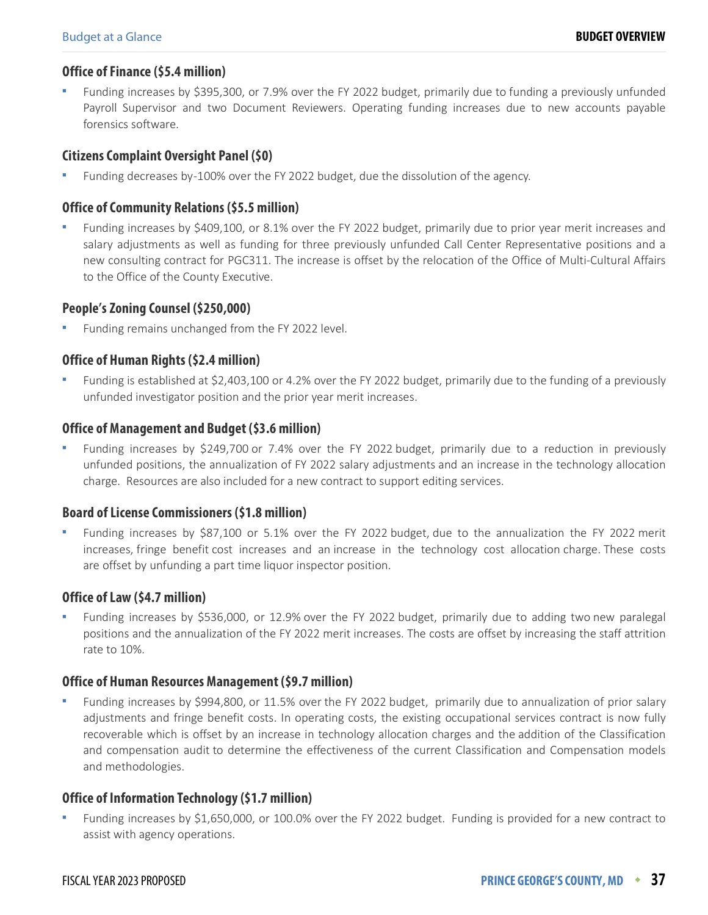### Office of Finance ($5.4 million)

- Funding increases by $395,300, or 7.9% over the FY 2022 budget, primarily due to funding a previously unfunded Payroll Supervisor and two Document Reviewers. Operating funding increases due to new accounts payable forensics software.

### Citizens Complaint Oversight Panel ($0)

- Funding decreases by-100% over the FY 2022 budget, due the dissolution of the agency.

### Office of Community Relations ($5.5 million)

- Funding increases by $409,100, or 8.1% over the FY 2022 budget, primarily due to prior year merit increases and salary adjustments as well as funding for three previously unfunded Call Center Representative positions and a new consulting contract for PGC311. The increase is offset by the relocation of the Office of Multi-Cultural Affairs to the Office of the County Executive.

### People's Zoning Counsel ($250,000)

- Funding remains unchanged from the FY 2022 level.

### Office of Human Rights ($2.4 million)

- Funding is established at $2,403,100 or 4.2% over the FY 2022 budget, primarily due to the funding of a previously unfunded investigator position and the prior year merit increases.

### Office of Management and Budget ($3.6 million)

- Funding increases by $249,700 or 7.4% over the FY 2022 budget, primarily due to a reduction in previously unfunded positions, the annualization of FY 2022 salary adjustments and an increase in the technology allocation charge. Resources are also included for a new contract to support editing services.

### Board of License Commissioners ($1.8 million)

- Funding increases by $87,100 or 5.1% over the FY 2022 budget, due to the annualization the FY 2022 merit increases, fringe benefit cost increases and an increase in the technology cost allocation charge. These costs are offset by unfunding a part time liquor inspector position.

### Office of Law ($4.7 million)

- Funding increases by $536,000, or 12.9% over the FY 2022 budget, primarily due to adding two new paralegal positions and the annualization of the FY 2022 merit increases. The costs are offset by increasing the staff attrition rate to 10%.

### Office of Human Resources Management ($9.7 million)

- Funding increases by $994,800, or 11.5% over the FY 2022 budget, primarily due to annualization of prior salary adjustments and fringe benefit costs. In operating costs, the existing occupational services contract is now fully recoverable which is offset by an increase in technology allocation charges and the addition of the Classification and compensation audit to determine the effectiveness of the current Classification and Compensation models and methodologies.

### Office of Information Technology ($1.7 million)

- Funding increases by $1,650,000, or 100.0% over the FY 2022 budget. Funding is provided for a new contract to assist with agency operations.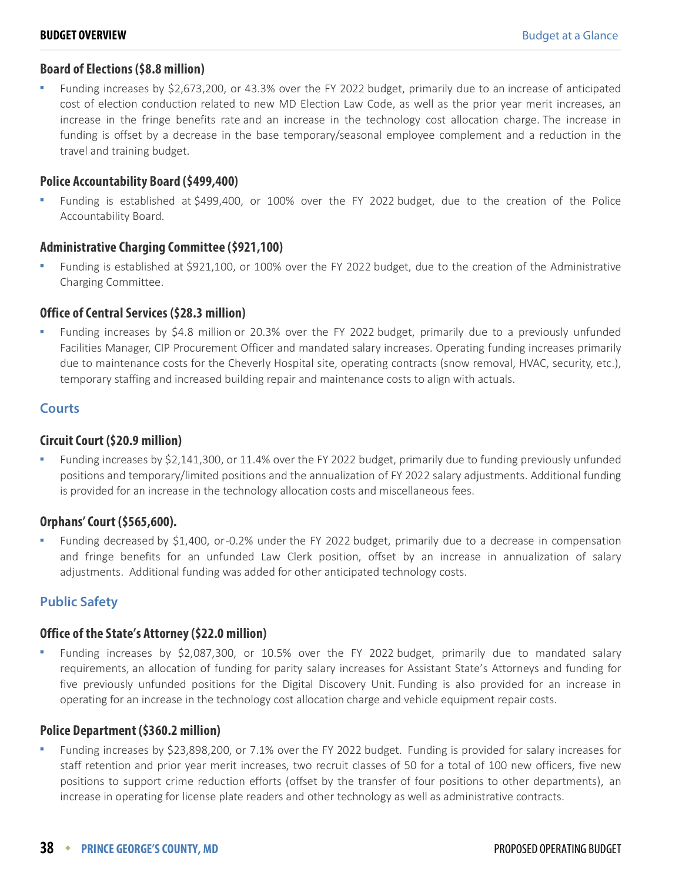### Board of Elections ($8.8 million)

- Funding increases by $2,673,200, or 43.3% over the FY 2022 budget, primarily due to an increase of anticipated cost of election conduction related to new MD Election Law Code, as well as the prior year merit increases, an increase in the fringe benefits rate and an increase in the technology cost allocation charge. The increase in funding is offset by a decrease in the base temporary/seasonal employee complement and a reduction in the travel and training budget.

### Police Accountability Board ($499,400)

- Funding is established at $499,400, or 100% over the FY 2022 budget, due to the creation of the Police Accountability Board.

### Administrative Charging Committee ($921,100)

- Funding is established at $921,100, or 100% over the FY 2022 budget, due to the creation of the Administrative Charging Committee.

### Office of Central Services ($28.3 million)

- Funding increases by $4.8 million or 20.3% over the FY 2022 budget, primarily due to a previously unfunded Facilities Manager, CIP Procurement Officer and mandated salary increases. Operating funding increases primarily due to maintenance costs for the Cheverly Hospital site, operating contracts (snow removal, HVAC, security, etc.), temporary staffing and increased building repair and maintenance costs to align with actuals.

## Courts

### Circuit Court ($20.9 million)

- Funding increases by $2,141,300, or 11.4% over the FY 2022 budget, primarily due to funding previously unfunded positions and temporary/limited positions and the annualization of FY 2022 salary adjustments. Additional funding is provided for an increase in the technology allocation costs and miscellaneous fees.

### Orphans' Court ($565,600).

- Funding decreased by $1,400, or -0.2% under the FY 2022 budget, primarily due to a decrease in compensation and fringe benefits for an unfunded Law Clerk position, offset by an increase in annualization of salary adjustments. Additional funding was added for other anticipated technology costs.

## Public Safety

### Office of the State's Attorney ($22.0 million)

- Funding increases by $2,087,300, or 10.5% over the FY 2022 budget, primarily due to mandated salary requirements, an allocation of funding for parity salary increases for Assistant State's Attorneys and funding for five previously unfunded positions for the Digital Discovery Unit. Funding is also provided for an increase in operating for an increase in the technology cost allocation charge and vehicle equipment repair costs.

### Police Department ($360.2 million)

- Funding increases by $23,898,200, or 7.1% over the FY 2022 budget. Funding is provided for salary increases for staff retention and prior year merit increases, two recruit classes of 50 for a total of 100 new officers, five new positions to support crime reduction efforts (offset by the transfer of four positions to other departments), an increase in operating for license plate readers and other technology as well as administrative contracts.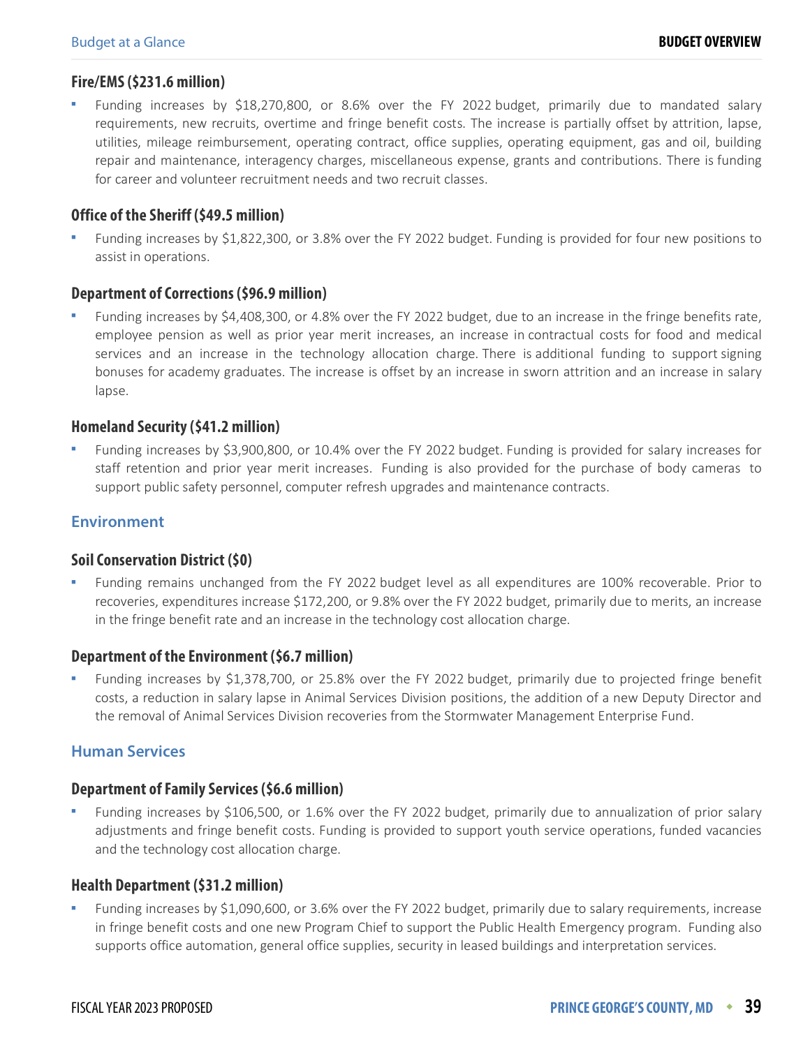### Fire/EMS ($231.6 million)

- Funding increases by $18,270,800, or 8.6% over the FY 2022 budget, primarily due to mandated salary requirements, new recruits, overtime and fringe benefit costs. The increase is partially offset by attrition, lapse, utilities, mileage reimbursement, operating contract, office supplies, operating equipment, gas and oil, building repair and maintenance, interagency charges, miscellaneous expense, grants and contributions. There is funding for career and volunteer recruitment needs and two recruit classes.

### Office of the Sheriff ($49.5 million)

- Funding increases by $1,822,300, or 3.8% over the FY 2022 budget. Funding is provided for four new positions to assist in operations.

### Department of Corrections ($96.9 million)

- Funding increases by $4,408,300, or 4.8% over the FY 2022 budget, due to an increase in the fringe benefits rate, employee pension as well as prior year merit increases, an increase in contractual costs for food and medical services and an increase in the technology allocation charge. There is additional funding to support signing bonuses for academy graduates. The increase is offset by an increase in sworn attrition and an increase in salary lapse.

### Homeland Security ($41.2 million)

- Funding increases by $3,900,800, or 10.4% over the FY 2022 budget. Funding is provided for salary increases for staff retention and prior year merit increases. Funding is also provided for the purchase of body cameras to support public safety personnel, computer refresh upgrades and maintenance contracts.

## Environment

### Soil Conservation District ($0)

- Funding remains unchanged from the FY 2022 budget level as all expenditures are 100% recoverable. Prior to recoveries, expenditures increase $172,200, or 9.8% over the FY 2022 budget, primarily due to merits, an increase in the fringe benefit rate and an increase in the technology cost allocation charge.

### Department of the Environment ($6.7 million)

- Funding increases by $1,378,700, or 25.8% over the FY 2022 budget, primarily due to projected fringe benefit costs, a reduction in salary lapse in Animal Services Division positions, the addition of a new Deputy Director and the removal of Animal Services Division recoveries from the Stormwater Management Enterprise Fund.

## Human Services

### Department of Family Services ($6.6 million)

- Funding increases by $106,500, or 1.6% over the FY 2022 budget, primarily due to annualization of prior salary adjustments and fringe benefit costs. Funding is provided to support youth service operations, funded vacancies and the technology cost allocation charge.

### Health Department ($31.2 million)

- Funding increases by $1,090,600, or 3.6% over the FY 2022 budget, primarily due to salary requirements, increase in fringe benefit costs and one new Program Chief to support the Public Health Emergency program. Funding also supports office automation, general office supplies, security in leased buildings and interpretation services.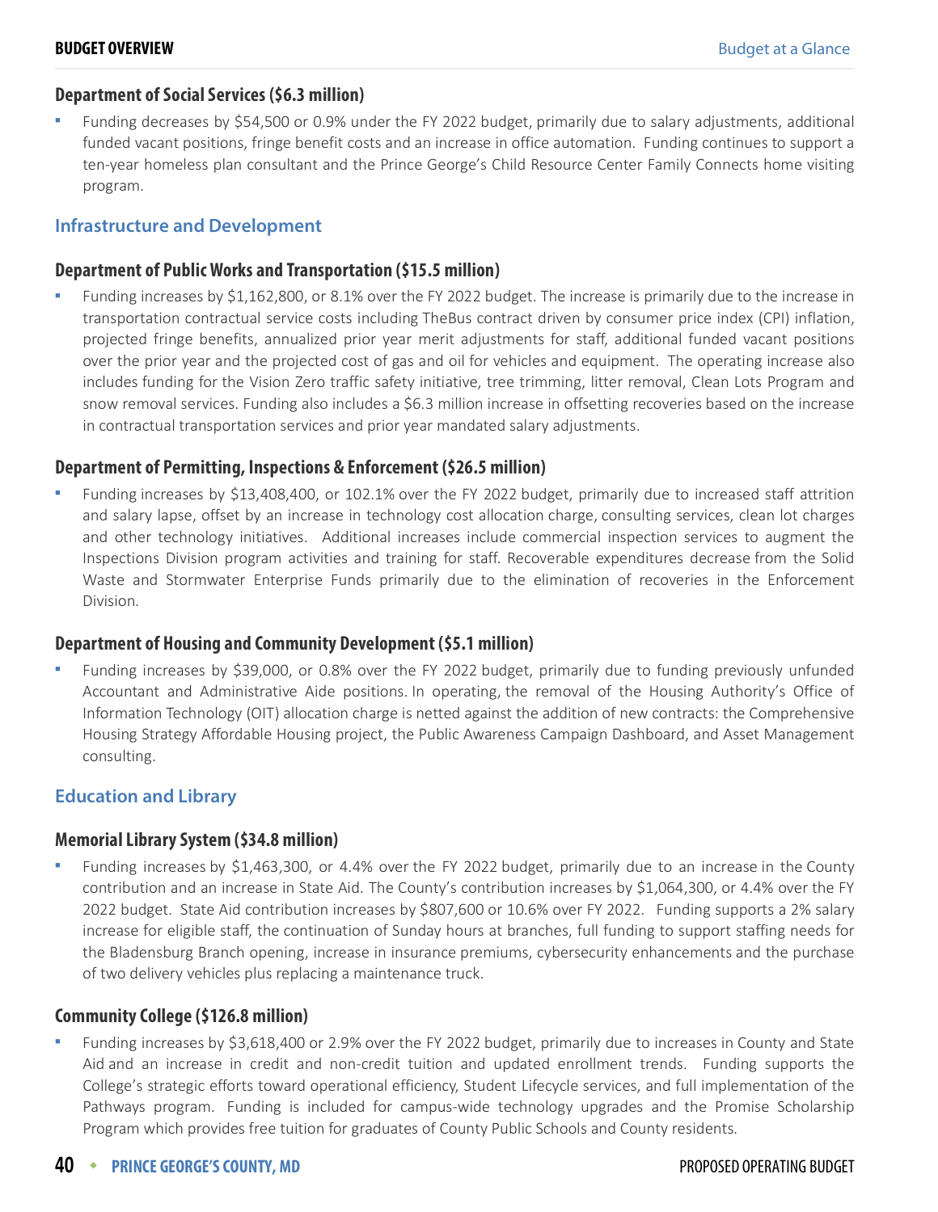### Department of Social Services ($6.3 million)

- Funding decreases by $54,500 or 0.9% under the FY 2022 budget, primarily due to salary adjustments, additional funded vacant positions, fringe benefit costs and an increase in office automation. Funding continues to support a ten-year homeless plan consultant and the Prince George's Child Resource Center Family Connects home visiting program.

## Infrastructure and Development

### Department of Public Works and Transportation ($15.5 million)

- Funding increases by $1,162,800, or 8.1% over the FY 2022 budget. The increase is primarily due to the increase in transportation contractual service costs including TheBus contract driven by consumer price index (CPI) inflation, projected fringe benefits, annualized prior year merit adjustments for staff, additional funded vacant positions over the prior year and the projected cost of gas and oil for vehicles and equipment. The operating increase also includes funding for the Vision Zero traffic safety initiative, tree trimming, litter removal, Clean Lots Program and snow removal services. Funding also includes a $6.3 million increase in offsetting recoveries based on the increase in contractual transportation services and prior year mandated salary adjustments.

### Department of Permitting, Inspections & Enforcement ($26.5 million)

- Funding increases by $13,408,400, or 102.1% over the FY 2022 budget, primarily due to increased staff attrition and salary lapse, offset by an increase in technology cost allocation charge, consulting services, clean lot charges and other technology initiatives. Additional increases include commercial inspection services to augment the Inspections Division program activities and training for staff. Recoverable expenditures decrease from the Solid Waste and Stormwater Enterprise Funds primarily due to the elimination of recoveries in the Enforcement Division.

### Department of Housing and Community Development ($5.1 million)

- Funding increases by $39,000, or 0.8% over the FY 2022 budget, primarily due to funding previously unfunded Accountant and Administrative Aide positions. In operating, the removal of the Housing Authority's Office of Information Technology (OIT) allocation charge is netted against the addition of new contracts: the Comprehensive Housing Strategy Affordable Housing project, the Public Awareness Campaign Dashboard, and Asset Management consulting.

## Education and Library

### Memorial Library System ($34.8 million)

- Funding increases by $1,463,300, or 4.4% over the FY 2022 budget, primarily due to an increase in the County contribution and an increase in State Aid. The County's contribution increases by $1,064,300, or 4.4% over the FY 2022 budget. State Aid contribution increases by $807,600 or 10.6% over FY 2022. Funding supports a 2% salary increase for eligible staff, the continuation of Sunday hours at branches, full funding to support staffing needs for the Bladensburg Branch opening, increase in insurance premiums, cybersecurity enhancements and the purchase of two delivery vehicles plus replacing a maintenance truck.

### Community College ($126.8 million)

- Funding increases by $3,618,400 or 2.9% over the FY 2022 budget, primarily due to increases in County and State Aid and an increase in credit and non-credit tuition and updated enrollment trends. Funding supports the College's strategic efforts toward operational efficiency, Student Lifecycle services, and full implementation of the Pathways program. Funding is included for campus-wide technology upgrades and the Promise Scholarship Program which provides free tuition for graduates of County Public Schools and County residents.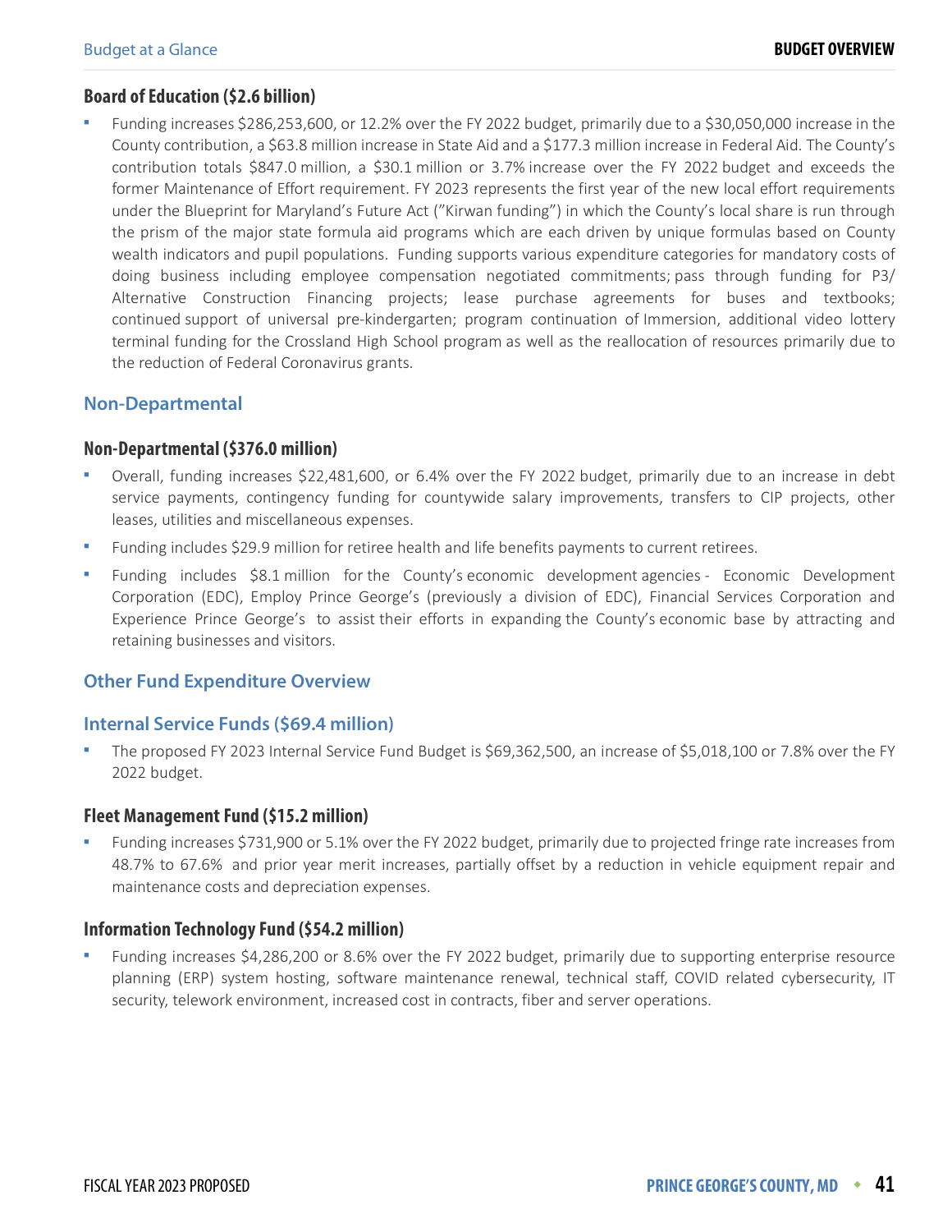### Board of Education ($2.6 billion)

- Funding increases $286,253,600, or 12.2% over the FY 2022 budget, primarily due to a $30,050,000 increase in the County contribution, a $63.8 million increase in State Aid and a $177.3 million increase in Federal Aid. The County's contribution totals $847.0 million, a $30.1 million or 3.7% increase over the FY 2022 budget and exceeds the former Maintenance of Effort requirement. FY 2023 represents the first year of the new local effort requirements under the Blueprint for Maryland's Future Act ("Kirwan funding") in which the County's local share is run through the prism of the major state formula aid programs which are each driven by unique formulas based on County wealth indicators and pupil populations. Funding supports various expenditure categories for mandatory costs of doing business including employee compensation negotiated commitments; pass through funding for P3/ Alternative Construction Financing projects; lease purchase agreements for buses and textbooks; continued support of universal pre-kindergarten; program continuation of Immersion, additional video lottery terminal funding for the Crossland High School program as well as the reallocation of resources primarily due to the reduction of Federal Coronavirus grants.

## Non-Departmental

### Non-Departmental ($376.0 million)

- Overall, funding increases $22,481,600, or 6.4% over the FY 2022 budget, primarily due to an increase in debt service payments, contingency funding for countywide salary improvements, transfers to CIP projects, other leases, utilities and miscellaneous expenses.
- Funding includes $29.9 million for retiree health and life benefits payments to current retirees.
- Funding includes $8.1 million for the County's economic development agencies - Economic Development Corporation (EDC), Employ Prince George's (previously a division of EDC), Financial Services Corporation and Experience Prince George's to assist their efforts in expanding the County's economic base by attracting and retaining businesses and visitors.

## Other Fund Expenditure Overview

## Internal Service Funds ($69.4 million)

- The proposed FY 2023 Internal Service Fund Budget is $69,362,500, an increase of $5,018,100 or 7.8% over the FY 2022 budget.

### Fleet Management Fund ($15.2 million)

- Funding increases $731,900 or 5.1% over the FY 2022 budget, primarily due to projected fringe rate increases from 48.7% to 67.6% and prior year merit increases, partially offset by a reduction in vehicle equipment repair and maintenance costs and depreciation expenses.

### Information Technology Fund ($54.2 million)

- Funding increases $4,286,200 or 8.6% over the FY 2022 budget, primarily due to supporting enterprise resource planning (ERP) system hosting, software maintenance renewal, technical staff, COVID related cybersecurity, IT security, telework environment, increased cost in contracts, fiber and server operations.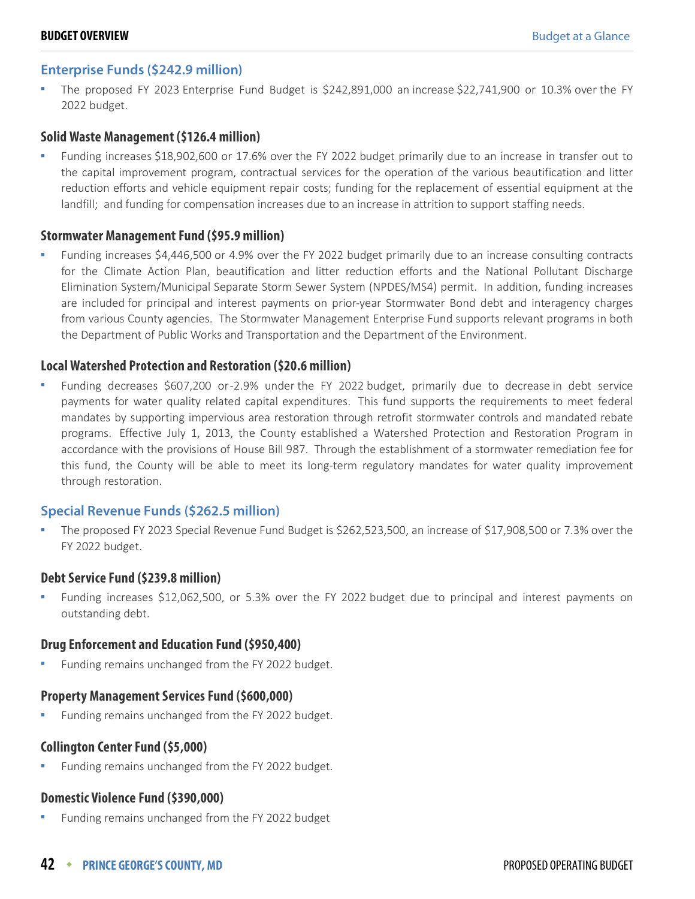## Enterprise Funds ($242.9 million)

- The proposed FY 2023 Enterprise Fund Budget is $242,891,000 an increase $22,741,900 or 10.3% over the FY 2022 budget.

### Solid Waste Management ($126.4 million)

- Funding increases $18,902,600 or 17.6% over the FY 2022 budget primarily due to an increase in transfer out to the capital improvement program, contractual services for the operation of the various beautification and litter reduction efforts and vehicle equipment repair costs; funding for the replacement of essential equipment at the landfill; and funding for compensation increases due to an increase in attrition to support staffing needs.

### Stormwater Management Fund ($95.9 million)

- Funding increases $4,446,500 or 4.9% over the FY 2022 budget primarily due to an increase consulting contracts for the Climate Action Plan, beautification and litter reduction efforts and the National Pollutant Discharge Elimination System/Municipal Separate Storm Sewer System (NPDES/MS4) permit. In addition, funding increases are included for principal and interest payments on prior-year Stormwater Bond debt and interagency charges from various County agencies. The Stormwater Management Enterprise Fund supports relevant programs in both the Department of Public Works and Transportation and the Department of the Environment.

### Local Watershed Protection and Restoration ($20.6 million)

- Funding decreases $607,200 or -2.9% under the FY 2022 budget, primarily due to decrease in debt service payments for water quality related capital expenditures. This fund supports the requirements to meet federal mandates by supporting impervious area restoration through retrofit stormwater controls and mandated rebate programs. Effective July 1, 2013, the County established a Watershed Protection and Restoration Program in accordance with the provisions of House Bill 987. Through the establishment of a stormwater remediation fee for this fund, the County will be able to meet its long-term regulatory mandates for water quality improvement through restoration.

## Special Revenue Funds ($262.5 million)

- The proposed FY 2023 Special Revenue Fund Budget is $262,523,500, an increase of $17,908,500 or 7.3% over the FY 2022 budget.

### Debt Service Fund ($239.8 million)

- Funding increases $12,062,500, or 5.3% over the FY 2022 budget due to principal and interest payments on outstanding debt.

### Drug Enforcement and Education Fund ($950,400)

- Funding remains unchanged from the FY 2022 budget.

### Property Management Services Fund ($600,000)

- Funding remains unchanged from the FY 2022 budget.

### Collington Center Fund ($5,000)

- Funding remains unchanged from the FY 2022 budget.

### Domestic Violence Fund ($390,000)

- Funding remains unchanged from the FY 2022 budget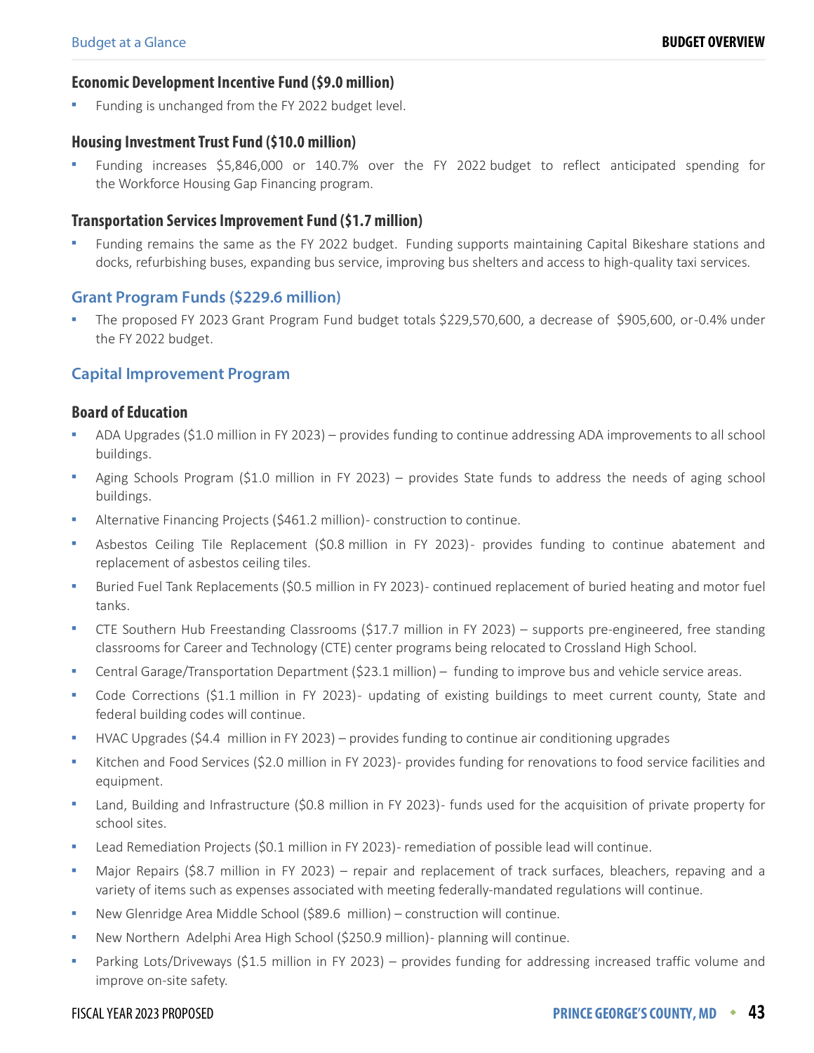### Economic Development Incentive Fund ($9.0 million)

- Funding is unchanged from the FY 2022 budget level.

### Housing Investment Trust Fund ($10.0 million)

- Funding increases $5,846,000 or 140.7% over the FY 2022 budget to reflect anticipated spending for the Workforce Housing Gap Financing program.

### Transportation Services Improvement Fund ($1.7 million)

- Funding remains the same as the FY 2022 budget. Funding supports maintaining Capital Bikeshare stations and docks, refurbishing buses, expanding bus service, improving bus shelters and access to high-quality taxi services.

## Grant Program Funds ($229.6 million)

- The proposed FY 2023 Grant Program Fund budget totals $229,570,600, a decrease of $905,600, or -0.4% under the FY 2022 budget.

## Capital Improvement Program

### Board of Education

- ADA Upgrades ($1.0 million in FY 2023) – provides funding to continue addressing ADA improvements to all school buildings.
- Aging Schools Program ($1.0 million in FY 2023) – provides State funds to address the needs of aging school buildings.
- Alternative Financing Projects ($461.2 million)- construction to continue.
- Asbestos Ceiling Tile Replacement ($0.8 million in FY 2023)- provides funding to continue abatement and replacement of asbestos ceiling tiles.
- Buried Fuel Tank Replacements ($0.5 million in FY 2023)- continued replacement of buried heating and motor fuel tanks.
- CTE Southern Hub Freestanding Classrooms ($17.7 million in FY 2023) – supports pre-engineered, free standing classrooms for Career and Technology (CTE) center programs being relocated to Crossland High School.
- Central Garage/Transportation Department ($23.1 million) – funding to improve bus and vehicle service areas.
- Code Corrections ($1.1 million in FY 2023)- updating of existing buildings to meet current county, State and federal building codes will continue.
- HVAC Upgrades ($4.4 million in FY 2023) – provides funding to continue air conditioning upgrades
- Kitchen and Food Services ($2.0 million in FY 2023)- provides funding for renovations to food service facilities and equipment.
- Land, Building and Infrastructure ($0.8 million in FY 2023)- funds used for the acquisition of private property for school sites.
- Lead Remediation Projects ($0.1 million in FY 2023)- remediation of possible lead will continue.
- Major Repairs ($8.7 million in FY 2023) – repair and replacement of track surfaces, bleachers, repaving and a variety of items such as expenses associated with meeting federally-mandated regulations will continue.
- New Glenridge Area Middle School ($89.6 million) – construction will continue.
- New Northern Adelphi Area High School ($250.9 million)- planning will continue.
- Parking Lots/Driveways ($1.5 million in FY 2023) – provides funding for addressing increased traffic volume and improve on-site safety.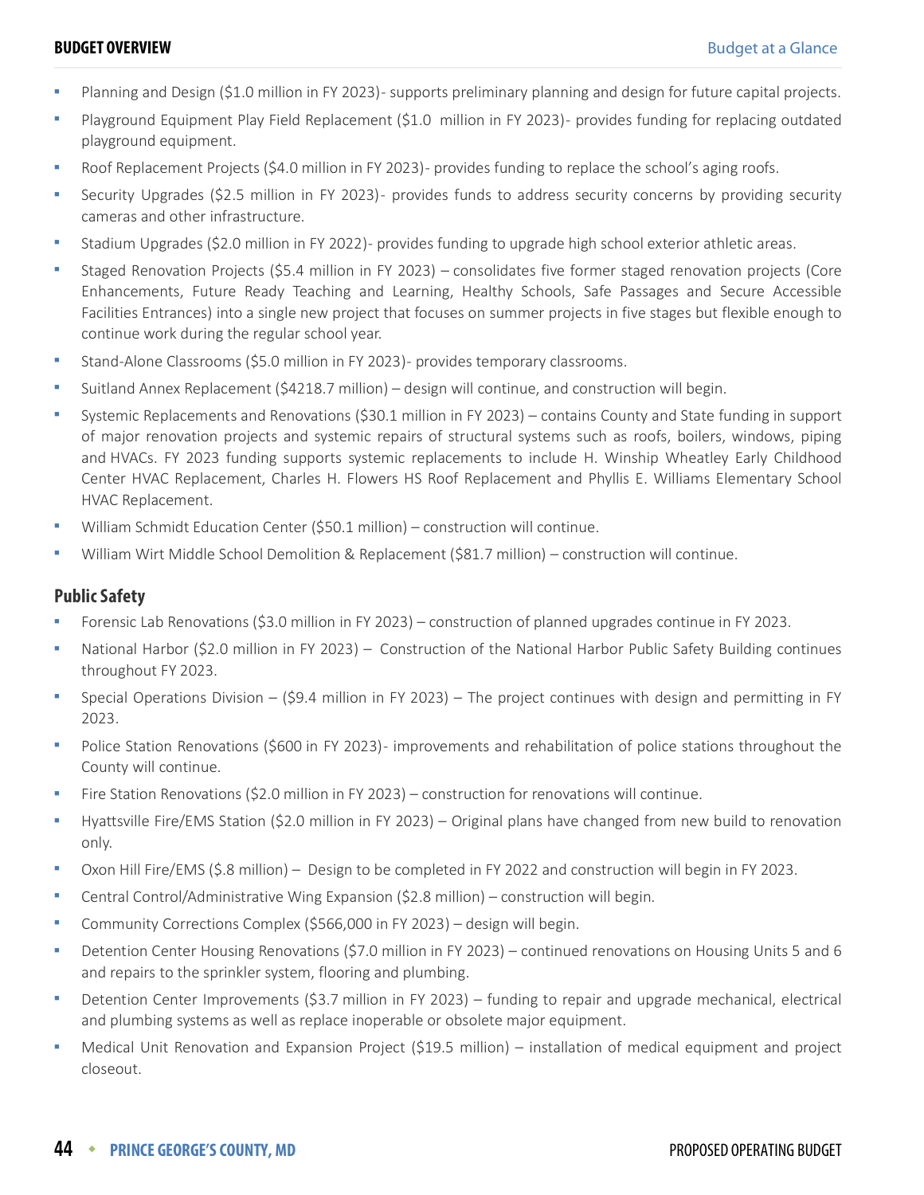- Planning and Design ($1.0 million in FY 2023)- supports preliminary planning and design for future capital projects.
- Playground Equipment Play Field Replacement ($1.0 million in FY 2023)- provides funding for replacing outdated playground equipment.
- Roof Replacement Projects ($4.0 million in FY 2023)- provides funding to replace the school's aging roofs.
- Security Upgrades ($2.5 million in FY 2023)- provides funds to address security concerns by providing security cameras and other infrastructure.
- Stadium Upgrades ($2.0 million in FY 2022)- provides funding to upgrade high school exterior athletic areas.
- Staged Renovation Projects ($5.4 million in FY 2023) – consolidates five former staged renovation projects (Core Enhancements, Future Ready Teaching and Learning, Healthy Schools, Safe Passages and Secure Accessible Facilities Entrances) into a single new project that focuses on summer projects in five stages but flexible enough to continue work during the regular school year.
- Stand-Alone Classrooms ($5.0 million in FY 2023)- provides temporary classrooms.
- Suitland Annex Replacement ($4218.7 million) – design will continue, and construction will begin.
- Systemic Replacements and Renovations ($30.1 million in FY 2023) – contains County and State funding in support of major renovation projects and systemic repairs of structural systems such as roofs, boilers, windows, piping and HVACs. FY 2023 funding supports systemic replacements to include H. Winship Wheatley Early Childhood Center HVAC Replacement, Charles H. Flowers HS Roof Replacement and Phyllis E. Williams Elementary School HVAC Replacement.
- William Schmidt Education Center ($50.1 million) – construction will continue.
- William Wirt Middle School Demolition & Replacement ($81.7 million) – construction will continue.

## Public Safety

- Forensic Lab Renovations ($3.0 million in FY 2023) – construction of planned upgrades continue in FY 2023.
- National Harbor ($2.0 million in FY 2023) – Construction of the National Harbor Public Safety Building continues throughout FY 2023.
- Special Operations Division – ($9.4 million in FY 2023) – The project continues with design and permitting in FY 2023.
- Police Station Renovations ($600 in FY 2023)- improvements and rehabilitation of police stations throughout the County will continue.
- Fire Station Renovations ($2.0 million in FY 2023) – construction for renovations will continue.
- Hyattsville Fire/EMS Station ($2.0 million in FY 2023) – Original plans have changed from new build to renovation only.
- Oxon Hill Fire/EMS ($.8 million) – Design to be completed in FY 2022 and construction will begin in FY 2023.
- Central Control/Administrative Wing Expansion ($2.8 million) – construction will begin.
- Community Corrections Complex ($566,000 in FY 2023) – design will begin.
- Detention Center Housing Renovations ($7.0 million in FY 2023) – continued renovations on Housing Units 5 and 6 and repairs to the sprinkler system, flooring and plumbing.
- Detention Center Improvements ($3.7 million in FY 2023) – funding to repair and upgrade mechanical, electrical and plumbing systems as well as replace inoperable or obsolete major equipment.
- Medical Unit Renovation and Expansion Project ($19.5 million) – installation of medical equipment and project closeout.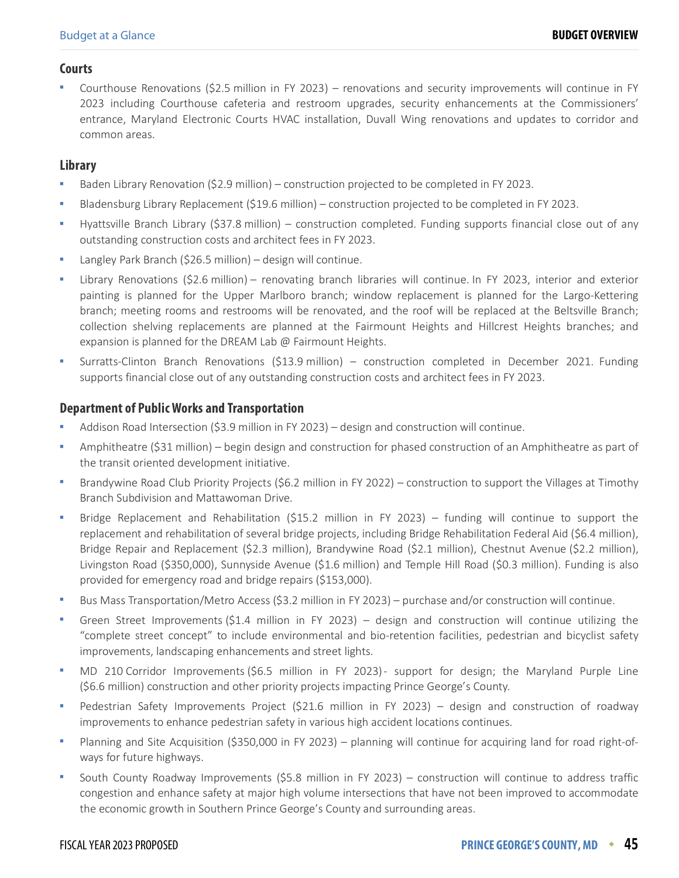## Courts

- Courthouse Renovations ($2.5 million in FY 2023) – renovations and security improvements will continue in FY 2023 including Courthouse cafeteria and restroom upgrades, security enhancements at the Commissioners' entrance, Maryland Electronic Courts HVAC installation, Duvall Wing renovations and updates to corridor and common areas.

## Library

- Baden Library Renovation ($2.9 million) – construction projected to be completed in FY 2023.
- Bladensburg Library Replacement ($19.6 million) – construction projected to be completed in FY 2023.
- Hyattsville Branch Library ($37.8 million) – construction completed. Funding supports financial close out of any outstanding construction costs and architect fees in FY 2023.
- Langley Park Branch ($26.5 million) – design will continue.
- Library Renovations ($2.6 million) – renovating branch libraries will continue. In FY 2023, interior and exterior painting is planned for the Upper Marlboro branch; window replacement is planned for the Largo-Kettering branch; meeting rooms and restrooms will be renovated, and the roof will be replaced at the Beltsville Branch; collection shelving replacements are planned at the Fairmount Heights and Hillcrest Heights branches; and expansion is planned for the DREAM Lab @ Fairmount Heights.
- Surratts-Clinton Branch Renovations ($13.9 million) – construction completed in December 2021. Funding supports financial close out of any outstanding construction costs and architect fees in FY 2023.

## Department of Public Works and Transportation

- Addison Road Intersection ($3.9 million in FY 2023) – design and construction will continue.
- Amphitheatre ($31 million) – begin design and construction for phased construction of an Amphitheatre as part of the transit oriented development initiative.
- Brandywine Road Club Priority Projects ($6.2 million in FY 2022) – construction to support the Villages at Timothy Branch Subdivision and Mattawoman Drive.
- Bridge Replacement and Rehabilitation ($15.2 million in FY 2023) – funding will continue to support the replacement and rehabilitation of several bridge projects, including Bridge Rehabilitation Federal Aid ($6.4 million), Bridge Repair and Replacement ($2.3 million), Brandywine Road ($2.1 million), Chestnut Avenue ($2.2 million), Livingston Road ($350,000), Sunnyside Avenue ($1.6 million) and Temple Hill Road ($0.3 million). Funding is also provided for emergency road and bridge repairs ($153,000).
- Bus Mass Transportation/Metro Access ($3.2 million in FY 2023) – purchase and/or construction will continue.
- Green Street Improvements ($1.4 million in FY 2023) – design and construction will continue utilizing the "complete street concept" to include environmental and bio-retention facilities, pedestrian and bicyclist safety improvements, landscaping enhancements and street lights.
- MD 210 Corridor Improvements ($6.5 million in FY 2023) - support for design; the Maryland Purple Line ($6.6 million) construction and other priority projects impacting Prince George's County.
- Pedestrian Safety Improvements Project ($21.6 million in FY 2023) – design and construction of roadway improvements to enhance pedestrian safety in various high accident locations continues.
- Planning and Site Acquisition ($350,000 in FY 2023) – planning will continue for acquiring land for road right-of-ways for future highways.
- South County Roadway Improvements ($5.8 million in FY 2023) – construction will continue to address traffic congestion and enhance safety at major high volume intersections that have not been improved to accommodate the economic growth in Southern Prince George's County and surrounding areas.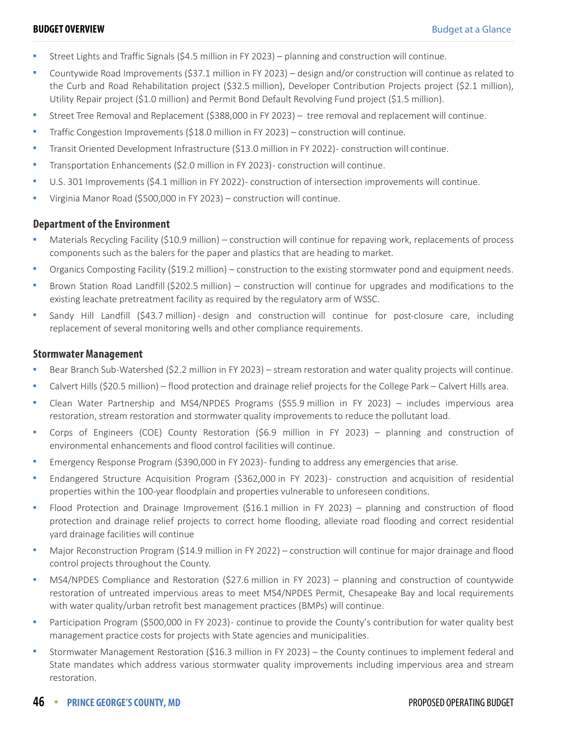- Street Lights and Traffic Signals ($4.5 million in FY 2023) – planning and construction will continue.
- Countywide Road Improvements ($37.1 million in FY 2023) – design and/or construction will continue as related to the Curb and Road Rehabilitation project ($32.5 million), Developer Contribution Projects project ($2.1 million), Utility Repair project ($1.0 million) and Permit Bond Default Revolving Fund project ($1.5 million).
- Street Tree Removal and Replacement ($388,000 in FY 2023) – tree removal and replacement will continue.
- Traffic Congestion Improvements ($18.0 million in FY 2023) – construction will continue.
- Transit Oriented Development Infrastructure ($13.0 million in FY 2022)- construction will continue.
- Transportation Enhancements ($2.0 million in FY 2023)- construction will continue.
- U.S. 301 Improvements ($4.1 million in FY 2022)- construction of intersection improvements will continue.
- Virginia Manor Road ($500,000 in FY 2023) – construction will continue.

### Department of the Environment

- Materials Recycling Facility ($10.9 million) – construction will continue for repaving work, replacements of process components such as the balers for the paper and plastics that are heading to market.
- Organics Composting Facility ($19.2 million) – construction to the existing stormwater pond and equipment needs.
- Brown Station Road Landfill ($202.5 million) – construction will continue for upgrades and modifications to the existing leachate pretreatment facility as required by the regulatory arm of WSSC.
- Sandy Hill Landfill ($43.7 million)- design and construction will continue for post-closure care, including replacement of several monitoring wells and other compliance requirements.

### Stormwater Management

- Bear Branch Sub-Watershed ($2.2 million in FY 2023) – stream restoration and water quality projects will continue.
- Calvert Hills ($20.5 million) – flood protection and drainage relief projects for the College Park – Calvert Hills area.
- Clean Water Partnership and MS4/NPDES Programs ($55.9 million in FY 2023) – includes impervious area restoration, stream restoration and stormwater quality improvements to reduce the pollutant load.
- Corps of Engineers (COE) County Restoration ($6.9 million in FY 2023) – planning and construction of environmental enhancements and flood control facilities will continue.
- Emergency Response Program ($390,000 in FY 2023)- funding to address any emergencies that arise.
- Endangered Structure Acquisition Program ($362,000 in FY 2023)- construction and acquisition of residential properties within the 100-year floodplain and properties vulnerable to unforeseen conditions.
- Flood Protection and Drainage Improvement ($16.1 million in FY 2023) – planning and construction of flood protection and drainage relief projects to correct home flooding, alleviate road flooding and correct residential yard drainage facilities will continue
- Major Reconstruction Program ($14.9 million in FY 2022) – construction will continue for major drainage and flood control projects throughout the County.
- MS4/NPDES Compliance and Restoration ($27.6 million in FY 2023) – planning and construction of countywide restoration of untreated impervious areas to meet MS4/NPDES Permit, Chesapeake Bay and local requirements with water quality/urban retrofit best management practices (BMPs) will continue.
- Participation Program ($500,000 in FY 2023)- continue to provide the County's contribution for water quality best management practice costs for projects with State agencies and municipalities.
- Stormwater Management Restoration ($16.3 million in FY 2023) – the County continues to implement federal and State mandates which address various stormwater quality improvements including impervious area and stream restoration.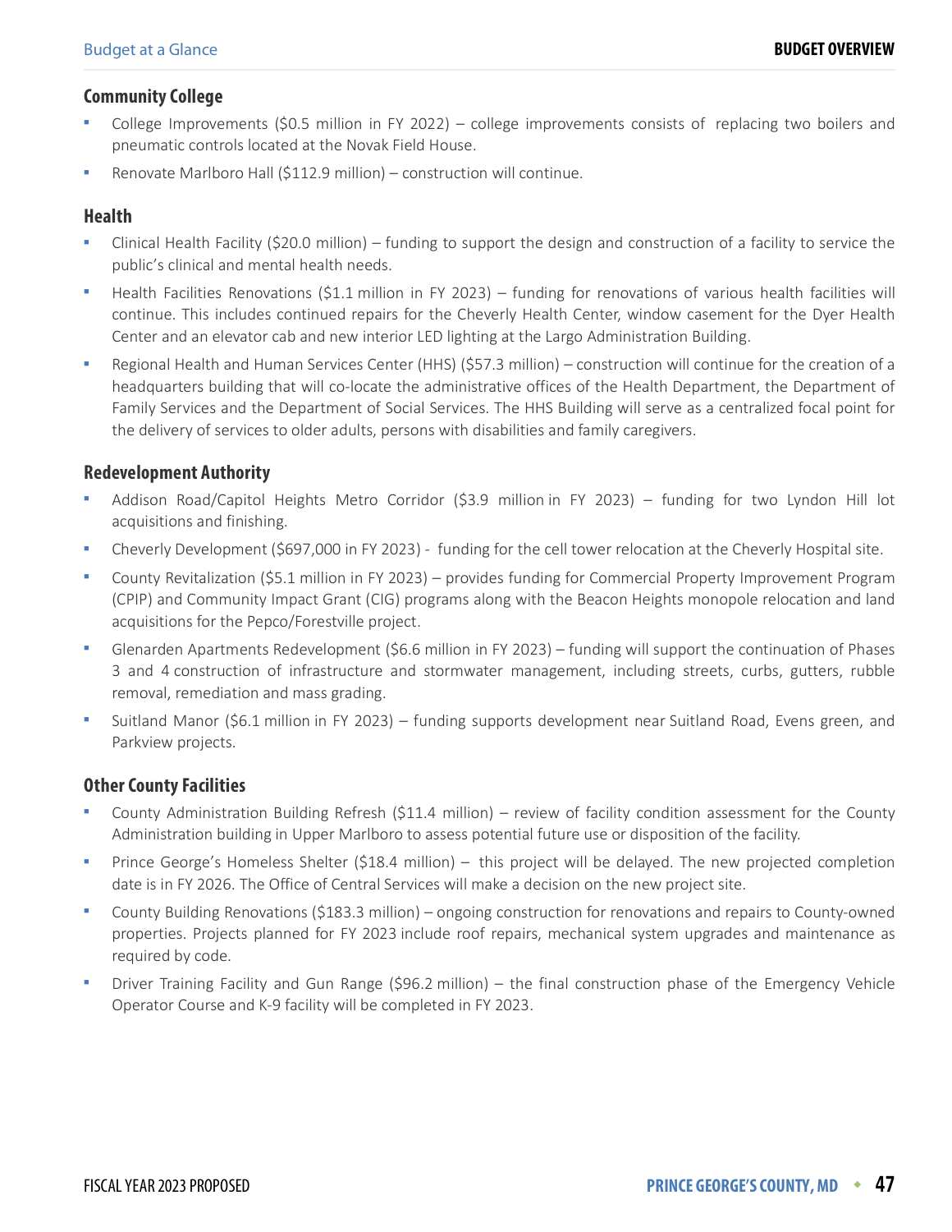### Community College

- College Improvements ($0.5 million in FY 2022) – college improvements consists of replacing two boilers and pneumatic controls located at the Novak Field House.
- Renovate Marlboro Hall ($112.9 million) – construction will continue.

### Health

- Clinical Health Facility ($20.0 million) – funding to support the design and construction of a facility to service the public's clinical and mental health needs.
- Health Facilities Renovations ($1.1 million in FY 2023) – funding for renovations of various health facilities will continue. This includes continued repairs for the Cheverly Health Center, window casement for the Dyer Health Center and an elevator cab and new interior LED lighting at the Largo Administration Building.
- Regional Health and Human Services Center (HHS) ($57.3 million) – construction will continue for the creation of a headquarters building that will co-locate the administrative offices of the Health Department, the Department of Family Services and the Department of Social Services. The HHS Building will serve as a centralized focal point for the delivery of services to older adults, persons with disabilities and family caregivers.

### Redevelopment Authority

- Addison Road/Capitol Heights Metro Corridor ($3.9 million in FY 2023) – funding for two Lyndon Hill lot acquisitions and finishing.
- Cheverly Development ($697,000 in FY 2023) - funding for the cell tower relocation at the Cheverly Hospital site.
- County Revitalization ($5.1 million in FY 2023) – provides funding for Commercial Property Improvement Program (CPIP) and Community Impact Grant (CIG) programs along with the Beacon Heights monopole relocation and land acquisitions for the Pepco/Forestville project.
- Glenarden Apartments Redevelopment ($6.6 million in FY 2023) – funding will support the continuation of Phases 3 and 4 construction of infrastructure and stormwater management, including streets, curbs, gutters, rubble removal, remediation and mass grading.
- Suitland Manor ($6.1 million in FY 2023) – funding supports development near Suitland Road, Evens green, and Parkview projects.

### Other County Facilities

- County Administration Building Refresh ($11.4 million) – review of facility condition assessment for the County Administration building in Upper Marlboro to assess potential future use or disposition of the facility.
- Prince George's Homeless Shelter ($18.4 million) – this project will be delayed. The new projected completion date is in FY 2026. The Office of Central Services will make a decision on the new project site.
- County Building Renovations ($183.3 million) – ongoing construction for renovations and repairs to County-owned properties. Projects planned for FY 2023 include roof repairs, mechanical system upgrades and maintenance as required by code.
- Driver Training Facility and Gun Range ($96.2 million) – the final construction phase of the Emergency Vehicle Operator Course and K-9 facility will be completed in FY 2023.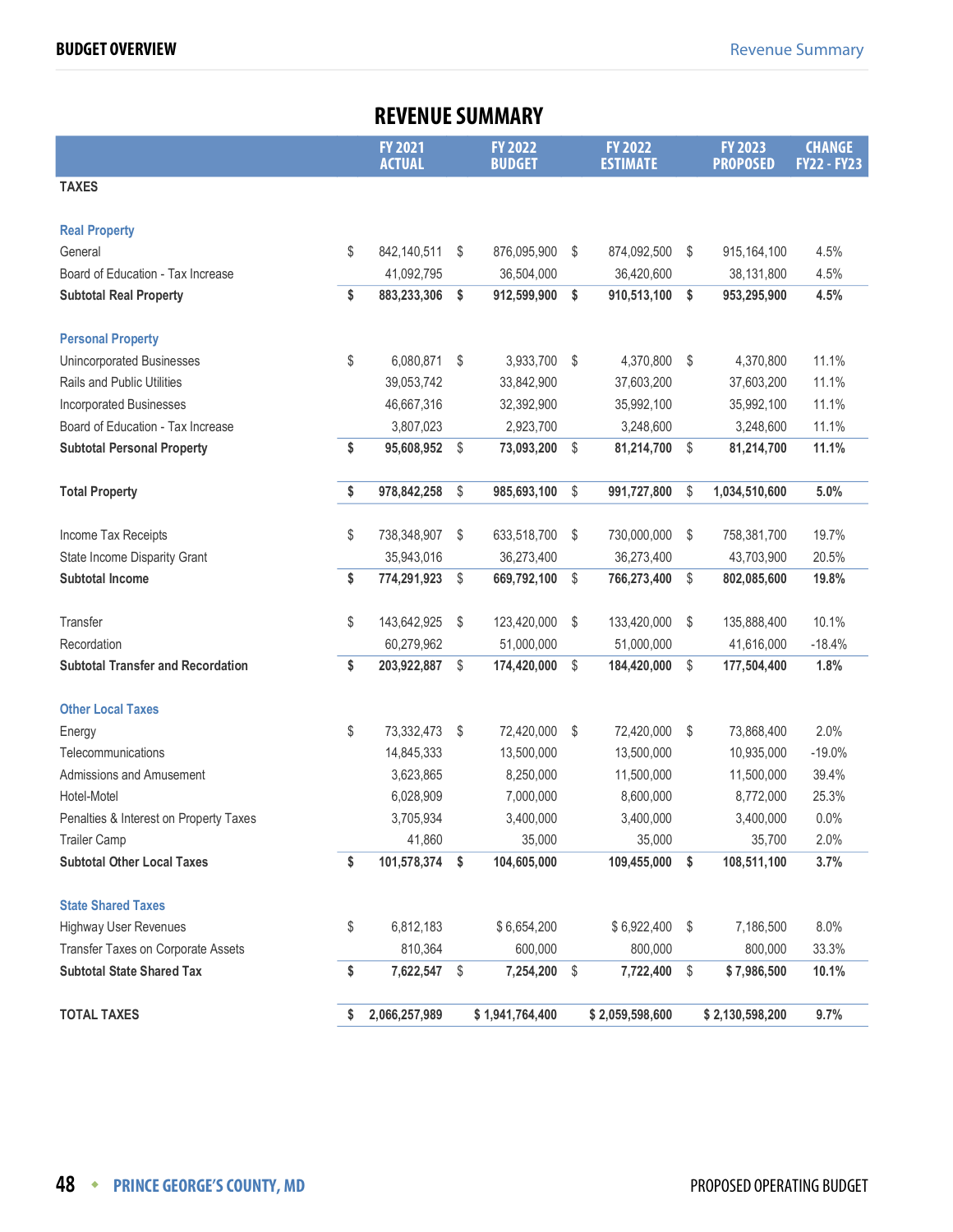# REVENUE SUMMARY

| | FY 2021 ACTUAL | FY 2022 BUDGET | FY 2022 ESTIMATE | FY 2023 PROPOSED | CHANGE FY22 - FY23 |
|---|---|---|---|---|---|
| **TAXES** | | | | | |
| **Real Property** | | | | | |
| General | $ 842,140,511 | $ 876,095,900 | $ 874,092,500 | $ 915,164,100 | 4.5% |
| Board of Education - Tax Increase | 41,092,795 | 36,504,000 | 36,420,600 | 38,131,800 | 4.5% |
| **Subtotal Real Property** | **$ 883,233,306** | **$ 912,599,900** | **$ 910,513,100** | **$ 953,295,900** | **4.5%** |
| **Personal Property** | | | | | |
| Unincorporated Businesses | $ 6,080,871 | $ 3,933,700 | $ 4,370,800 | $ 4,370,800 | 11.1% |
| Rails and Public Utilities | 39,053,742 | 33,842,900 | 37,603,200 | 37,603,200 | 11.1% |
| Incorporated Businesses | 46,667,316 | 32,392,900 | 35,992,100 | 35,992,100 | 11.1% |
| Board of Education - Tax Increase | 3,807,023 | 2,923,700 | 3,248,600 | 3,248,600 | 11.1% |
| **Subtotal Personal Property** | **$ 95,608,952** | **$ 73,093,200** | **$ 81,214,700** | **$ 81,214,700** | **11.1%** |
| **Total Property** | **$ 978,842,258** | **$ 985,693,100** | **$ 991,727,800** | **$ 1,034,510,600** | **5.0%** |
| Income Tax Receipts | $ 738,348,907 | $ 633,518,700 | $ 730,000,000 | $ 758,381,700 | 19.7% |
| State Income Disparity Grant | 35,943,016 | 36,273,400 | 36,273,400 | 43,703,900 | 20.5% |
| **Subtotal Income** | **$ 774,291,923** | **$ 669,792,100** | **$ 766,273,400** | **$ 802,085,600** | **19.8%** |
| Transfer | $ 143,642,925 | $ 123,420,000 | $ 133,420,000 | $ 135,888,400 | 10.1% |
| Recordation | 60,279,962 | 51,000,000 | 51,000,000 | 41,616,000 | -18.4% |
| **Subtotal Transfer and Recordation** | **$ 203,922,887** | **$ 174,420,000** | **$ 184,420,000** | **$ 177,504,400** | **1.8%** |
| **Other Local Taxes** | | | | | |
| Energy | $ 73,332,473 | $ 72,420,000 | $ 72,420,000 | $ 73,868,400 | 2.0% |
| Telecommunications | 14,845,333 | 13,500,000 | 13,500,000 | 10,935,000 | -19.0% |
| Admissions and Amusement | 3,623,865 | 8,250,000 | 11,500,000 | 11,500,000 | 39.4% |
| Hotel-Motel | 6,028,909 | 7,000,000 | 8,600,000 | 8,772,000 | 25.3% |
| Penalties & Interest on Property Taxes | 3,705,934 | 3,400,000 | 3,400,000 | 3,400,000 | 0.0% |
| Trailer Camp | 41,860 | 35,000 | 35,000 | 35,700 | 2.0% |
| **Subtotal Other Local Taxes** | **$ 101,578,374** | **$ 104,605,000** | **109,455,000** | **$ 108,511,100** | **3.7%** |
| **State Shared Taxes** | | | | | |
| Highway User Revenues | $ 6,812,183 | $ 6,654,200 | $ 6,922,400 | $ 7,186,500 | 8.0% |
| Transfer Taxes on Corporate Assets | 810,364 | 600,000 | 800,000 | 800,000 | 33.3% |
| **Subtotal State Shared Tax** | **$ 7,622,547** | **$ 7,254,200** | **$ 7,722,400** | **$ 7,986,500** | **10.1%** |
| **TOTAL TAXES** | **$ 2,066,257,989** | **$ 1,941,764,400** | **$ 2,059,598,600** | **$ 2,130,598,200** | **9.7%** |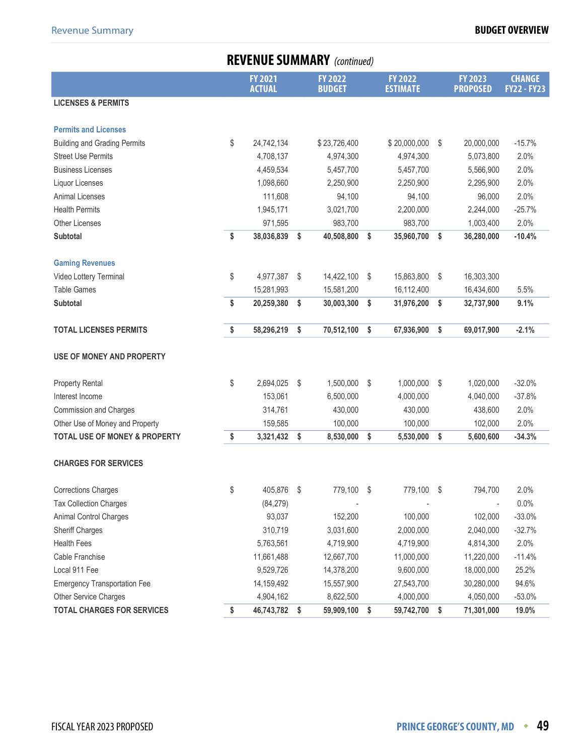## REVENUE SUMMARY *(continued)*

| | FY 2021 ACTUAL | FY 2022 BUDGET | FY 2022 ESTIMATE | FY 2023 PROPOSED | CHANGE FY22 - FY23 |
|---|---|---|---|---|---|
| **LICENSES & PERMITS** | | | | | |
| **Permits and Licenses** | | | | | |
| Building and Grading Permits | $ 24,742,134 | $ 23,726,400 | $ 20,000,000 | $ 20,000,000 | -15.7% |
| Street Use Permits | 4,708,137 | 4,974,300 | 4,974,300 | 5,073,800 | 2.0% |
| Business Licenses | 4,459,534 | 5,457,700 | 5,457,700 | 5,566,900 | 2.0% |
| Liquor Licenses | 1,098,660 | 2,250,900 | 2,250,900 | 2,295,900 | 2.0% |
| Animal Licenses | 111,608 | 94,100 | 94,100 | 96,000 | 2.0% |
| Health Permits | 1,945,171 | 3,021,700 | 2,200,000 | 2,244,000 | -25.7% |
| Other Licenses | 971,595 | 983,700 | 983,700 | 1,003,400 | 2.0% |
| **Subtotal** | **$ 38,036,839** | **$ 40,508,800** | **$ 35,960,700** | **$ 36,280,000** | **-10.4%** |
| **Gaming Revenues** | | | | | |
| Video Lottery Terminal | $ 4,977,387 | $ 14,422,100 | $ 15,863,800 | $ 16,303,300 | |
| Table Games | 15,281,993 | 15,581,200 | 16,112,400 | 16,434,600 | 5.5% |
| **Subtotal** | **$ 20,259,380** | **$ 30,003,300** | **$ 31,976,200** | **$ 32,737,900** | **9.1%** |
| **TOTAL LICENSES PERMITS** | **$ 58,296,219** | **$ 70,512,100** | **$ 67,936,900** | **$ 69,017,900** | **-2.1%** |
| **USE OF MONEY AND PROPERTY** | | | | | |
| Property Rental | $ 2,694,025 | $ 1,500,000 | $ 1,000,000 | $ 1,020,000 | -32.0% |
| Interest Income | 153,061 | 6,500,000 | 4,000,000 | 4,040,000 | -37.8% |
| Commission and Charges | 314,761 | 430,000 | 430,000 | 438,600 | 2.0% |
| Other Use of Money and Property | 159,585 | 100,000 | 100,000 | 102,000 | 2.0% |
| **TOTAL USE OF MONEY & PROPERTY** | **$ 3,321,432** | **$ 8,530,000** | **$ 5,530,000** | **$ 5,600,600** | **-34.3%** |
| **CHARGES FOR SERVICES** | | | | | |
| Corrections Charges | $ 405,876 | $ 779,100 | $ 779,100 | $ 794,700 | 2.0% |
| Tax Collection Charges | (84,279) | - | - | - | 0.0% |
| Animal Control Charges | 93,037 | 152,200 | 100,000 | 102,000 | -33.0% |
| Sheriff Charges | 310,719 | 3,031,600 | 2,000,000 | 2,040,000 | -32.7% |
| Health Fees | 5,763,561 | 4,719,900 | 4,719,900 | 4,814,300 | 2.0% |
| Cable Franchise | 11,661,488 | 12,667,700 | 11,000,000 | 11,220,000 | -11.4% |
| Local 911 Fee | 9,529,726 | 14,378,200 | 9,600,000 | 18,000,000 | 25.2% |
| Emergency Transportation Fee | 14,159,492 | 15,557,900 | 27,543,700 | 30,280,000 | 94.6% |
| Other Service Charges | 4,904,162 | 8,622,500 | 4,000,000 | 4,050,000 | -53.0% |
| **TOTAL CHARGES FOR SERVICES** | **$ 46,743,782** | **$ 59,909,100** | **$ 59,742,700** | **$ 71,301,000** | **19.0%** |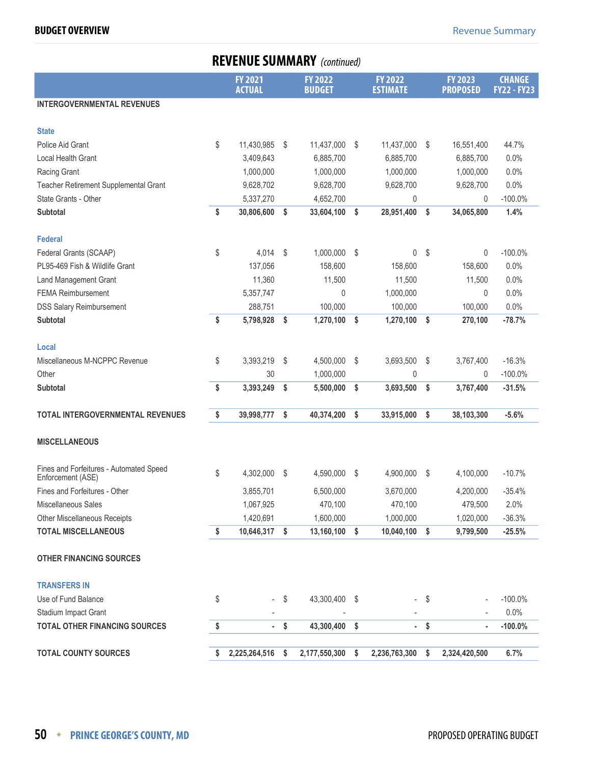## REVENUE SUMMARY *(continued)*

| | FY 2021 ACTUAL | FY 2022 BUDGET | FY 2022 ESTIMATE | FY 2023 PROPOSED | CHANGE FY22 - FY23 |
|---|---|---|---|---|---|
| **INTERGOVERNMENTAL REVENUES** | | | | | |
| **State** | | | | | |
| Police Aid Grant | $ 11,430,985 | $ 11,437,000 | $ 11,437,000 | $ 16,551,400 | 44.7% |
| Local Health Grant | 3,409,643 | 6,885,700 | 6,885,700 | 6,885,700 | 0.0% |
| Racing Grant | 1,000,000 | 1,000,000 | 1,000,000 | 1,000,000 | 0.0% |
| Teacher Retirement Supplemental Grant | 9,628,702 | 9,628,700 | 9,628,700 | 9,628,700 | 0.0% |
| State Grants - Other | 5,337,270 | 4,652,700 | 0 | 0 | -100.0% |
| **Subtotal** | **$ 30,806,600** | **$ 33,604,100** | **$ 28,951,400** | **$ 34,065,800** | **1.4%** |
| **Federal** | | | | | |
| Federal Grants (SCAAP) | $ 4,014 | $ 1,000,000 | $ 0 | $ 0 | -100.0% |
| PL95-469 Fish & Wildlife Grant | 137,056 | 158,600 | 158,600 | 158,600 | 0.0% |
| Land Management Grant | 11,360 | 11,500 | 11,500 | 11,500 | 0.0% |
| FEMA Reimbursement | 5,357,747 | 0 | 1,000,000 | 0 | 0.0% |
| DSS Salary Reimbursement | 288,751 | 100,000 | 100,000 | 100,000 | 0.0% |
| **Subtotal** | **$ 5,798,928** | **$ 1,270,100** | **$ 1,270,100** | **$ 270,100** | **-78.7%** |
| **Local** | | | | | |
| Miscellaneous M-NCPPC Revenue | $ 3,393,219 | $ 4,500,000 | $ 3,693,500 | $ 3,767,400 | -16.3% |
| Other | 30 | 1,000,000 | 0 | 0 | -100.0% |
| **Subtotal** | **$ 3,393,249** | **$ 5,500,000** | **$ 3,693,500** | **$ 3,767,400** | **-31.5%** |
| **TOTAL INTERGOVERNMENTAL REVENUES** | **$ 39,998,777** | **$ 40,374,200** | **$ 33,915,000** | **$ 38,103,300** | **-5.6%** |
| **MISCELLANEOUS** | | | | | |
| Fines and Forfeitures - Automated Speed Enforcement (ASE) | $ 4,302,000 | $ 4,590,000 | $ 4,900,000 | $ 4,100,000 | -10.7% |
| Fines and Forfeitures - Other | 3,855,701 | 6,500,000 | 3,670,000 | 4,200,000 | -35.4% |
| Miscellaneous Sales | 1,067,925 | 470,100 | 470,100 | 479,500 | 2.0% |
| Other Miscellaneous Receipts | 1,420,691 | 1,600,000 | 1,000,000 | 1,020,000 | -36.3% |
| **TOTAL MISCELLANEOUS** | **$ 10,646,317** | **$ 13,160,100** | **$ 10,040,100** | **$ 9,799,500** | **-25.5%** |
| **OTHER FINANCING SOURCES** | | | | | |
| **TRANSFERS IN** | | | | | |
| Use of Fund Balance | $ - | $ 43,300,400 | $ - | $ - | -100.0% |
| Stadium Impact Grant | - | - | - | - | 0.0% |
| **TOTAL OTHER FINANCING SOURCES** | **$ -** | **$ 43,300,400** | **$ -** | **$ -** | **-100.0%** |
| **TOTAL COUNTY SOURCES** | **$ 2,225,264,516** | **$ 2,177,550,300** | **$ 2,236,763,300** | **$ 2,324,420,500** | **6.7%** |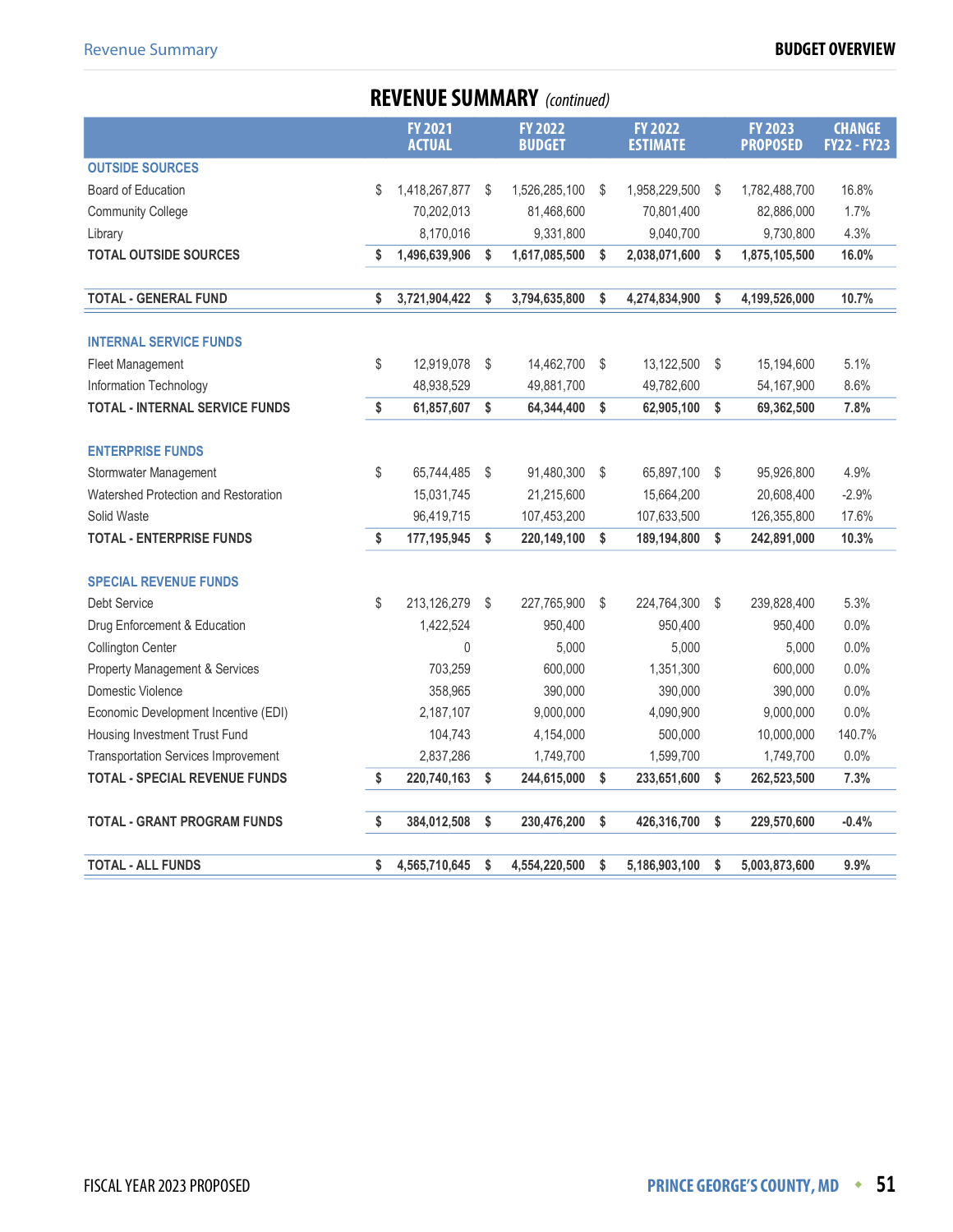# REVENUE SUMMARY *(continued)*

| | FY 2021 ACTUAL | FY 2022 BUDGET | FY 2022 ESTIMATE | FY 2023 PROPOSED | CHANGE FY22 - FY23 |
|---|---|---|---|---|---|
| **OUTSIDE SOURCES** | | | | | |
| Board of Education | $ 1,418,267,877 | $ 1,526,285,100 | $ 1,958,229,500 | $ 1,782,488,700 | 16.8% |
| Community College | 70,202,013 | 81,468,600 | 70,801,400 | 82,886,000 | 1.7% |
| Library | 8,170,016 | 9,331,800 | 9,040,700 | 9,730,800 | 4.3% |
| **TOTAL OUTSIDE SOURCES** | **$ 1,496,639,906** | **$ 1,617,085,500** | **$ 2,038,071,600** | **$ 1,875,105,500** | **16.0%** |
| | | | | | |
| **TOTAL - GENERAL FUND** | **$ 3,721,904,422** | **$ 3,794,635,800** | **$ 4,274,834,900** | **$ 4,199,526,000** | **10.7%** |
| | | | | | |
| **INTERNAL SERVICE FUNDS** | | | | | |
| Fleet Management | $ 12,919,078 | $ 14,462,700 | $ 13,122,500 | $ 15,194,600 | 5.1% |
| Information Technology | 48,938,529 | 49,881,700 | 49,782,600 | 54,167,900 | 8.6% |
| **TOTAL - INTERNAL SERVICE FUNDS** | **$ 61,857,607** | **$ 64,344,400** | **$ 62,905,100** | **$ 69,362,500** | **7.8%** |
| | | | | | |
| **ENTERPRISE FUNDS** | | | | | |
| Stormwater Management | $ 65,744,485 | $ 91,480,300 | $ 65,897,100 | $ 95,926,800 | 4.9% |
| Watershed Protection and Restoration | 15,031,745 | 21,215,600 | 15,664,200 | 20,608,400 | -2.9% |
| Solid Waste | 96,419,715 | 107,453,200 | 107,633,500 | 126,355,800 | 17.6% |
| **TOTAL - ENTERPRISE FUNDS** | **$ 177,195,945** | **$ 220,149,100** | **$ 189,194,800** | **$ 242,891,000** | **10.3%** |
| | | | | | |
| **SPECIAL REVENUE FUNDS** | | | | | |
| Debt Service | $ 213,126,279 | $ 227,765,900 | $ 224,764,300 | $ 239,828,400 | 5.3% |
| Drug Enforcement & Education | 1,422,524 | 950,400 | 950,400 | 950,400 | 0.0% |
| Collington Center | 0 | 5,000 | 5,000 | 5,000 | 0.0% |
| Property Management & Services | 703,259 | 600,000 | 1,351,300 | 600,000 | 0.0% |
| Domestic Violence | 358,965 | 390,000 | 390,000 | 390,000 | 0.0% |
| Economic Development Incentive (EDI) | 2,187,107 | 9,000,000 | 4,090,900 | 9,000,000 | 0.0% |
| Housing Investment Trust Fund | 104,743 | 4,154,000 | 500,000 | 10,000,000 | 140.7% |
| Transportation Services Improvement | 2,837,286 | 1,749,700 | 1,599,700 | 1,749,700 | 0.0% |
| **TOTAL - SPECIAL REVENUE FUNDS** | **$ 220,740,163** | **$ 244,615,000** | **$ 233,651,600** | **$ 262,523,500** | **7.3%** |
| | | | | | |
| **TOTAL - GRANT PROGRAM FUNDS** | **$ 384,012,508** | **$ 230,476,200** | **$ 426,316,700** | **$ 229,570,600** | **-0.4%** |
| | | | | | |
| **TOTAL - ALL FUNDS** | **$ 4,565,710,645** | **$ 4,554,220,500** | **$ 5,186,903,100** | **$ 5,003,873,600** | **9.9%** |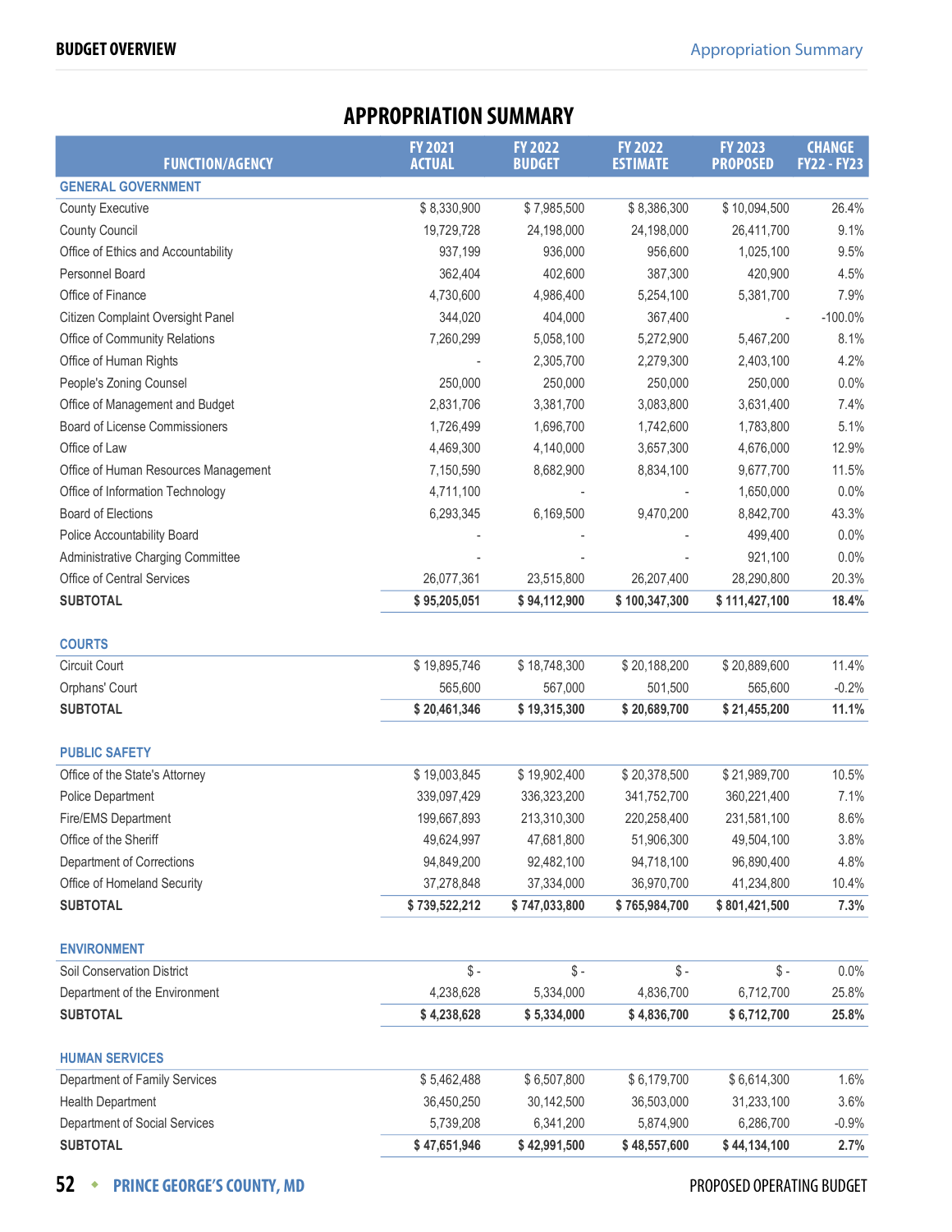# APPROPRIATION SUMMARY

| FUNCTION/AGENCY | FY 2021 ACTUAL | FY 2022 BUDGET | FY 2022 ESTIMATE | FY 2023 PROPOSED | CHANGE FY22 - FY23 |
|---|---|---|---|---|---|
| **GENERAL GOVERNMENT** | | | | | |
| County Executive | $ 8,330,900 | $ 7,985,500 | $ 8,386,300 | $ 10,094,500 | 26.4% |
| County Council | 19,729,728 | 24,198,000 | 24,198,000 | 26,411,700 | 9.1% |
| Office of Ethics and Accountability | 937,199 | 936,000 | 956,600 | 1,025,100 | 9.5% |
| Personnel Board | 362,404 | 402,600 | 387,300 | 420,900 | 4.5% |
| Office of Finance | 4,730,600 | 4,986,400 | 5,254,100 | 5,381,700 | 7.9% |
| Citizen Complaint Oversight Panel | 344,020 | 404,000 | 367,400 | - | -100.0% |
| Office of Community Relations | 7,260,299 | 5,058,100 | 5,272,900 | 5,467,200 | 8.1% |
| Office of Human Rights | - | 2,305,700 | 2,279,300 | 2,403,100 | 4.2% |
| People's Zoning Counsel | 250,000 | 250,000 | 250,000 | 250,000 | 0.0% |
| Office of Management and Budget | 2,831,706 | 3,381,700 | 3,083,800 | 3,631,400 | 7.4% |
| Board of License Commissioners | 1,726,499 | 1,696,700 | 1,742,600 | 1,783,800 | 5.1% |
| Office of Law | 4,469,300 | 4,140,000 | 3,657,300 | 4,676,000 | 12.9% |
| Office of Human Resources Management | 7,150,590 | 8,682,900 | 8,834,100 | 9,677,700 | 11.5% |
| Office of Information Technology | 4,711,100 | - | - | 1,650,000 | 0.0% |
| Board of Elections | 6,293,345 | 6,169,500 | 9,470,200 | 8,842,700 | 43.3% |
| Police Accountability Board | - | - | - | 499,400 | 0.0% |
| Administrative Charging Committee | - | - | - | 921,100 | 0.0% |
| Office of Central Services | 26,077,361 | 23,515,800 | 26,207,400 | 28,290,800 | 20.3% |
| **SUBTOTAL** | **$ 95,205,051** | **$ 94,112,900** | **$ 100,347,300** | **$ 111,427,100** | **18.4%** |
| **COURTS** | | | | | |
| Circuit Court | $ 19,895,746 | $ 18,748,300 | $ 20,188,200 | $ 20,889,600 | 11.4% |
| Orphans' Court | 565,600 | 567,000 | 501,500 | 565,600 | -0.2% |
| **SUBTOTAL** | **$ 20,461,346** | **$ 19,315,300** | **$ 20,689,700** | **$ 21,455,200** | **11.1%** |
| **PUBLIC SAFETY** | | | | | |
| Office of the State's Attorney | $ 19,003,845 | $ 19,902,400 | $ 20,378,500 | $ 21,989,700 | 10.5% |
| Police Department | 339,097,429 | 336,323,200 | 341,752,700 | 360,221,400 | 7.1% |
| Fire/EMS Department | 199,667,893 | 213,310,300 | 220,258,400 | 231,581,100 | 8.6% |
| Office of the Sheriff | 49,624,997 | 47,681,800 | 51,906,300 | 49,504,100 | 3.8% |
| Department of Corrections | 94,849,200 | 92,482,100 | 94,718,100 | 96,890,400 | 4.8% |
| Office of Homeland Security | 37,278,848 | 37,334,000 | 36,970,700 | 41,234,800 | 10.4% |
| **SUBTOTAL** | **$ 739,522,212** | **$ 747,033,800** | **$ 765,984,700** | **$ 801,421,500** | **7.3%** |
| **ENVIRONMENT** | | | | | |
| Soil Conservation District | $ - | $ - | $ - | $ - | 0.0% |
| Department of the Environment | 4,238,628 | 5,334,000 | 4,836,700 | 6,712,700 | 25.8% |
| **SUBTOTAL** | **$ 4,238,628** | **$ 5,334,000** | **$ 4,836,700** | **$ 6,712,700** | **25.8%** |
| **HUMAN SERVICES** | | | | | |
| Department of Family Services | $ 5,462,488 | $ 6,507,800 | $ 6,179,700 | $ 6,614,300 | 1.6% |
| Health Department | 36,450,250 | 30,142,500 | 36,503,000 | 31,233,100 | 3.6% |
| Department of Social Services | 5,739,208 | 6,341,200 | 5,874,900 | 6,286,700 | -0.9% |
| **SUBTOTAL** | **$ 47,651,946** | **$ 42,991,500** | **$ 48,557,600** | **$ 44,134,100** | **2.7%** |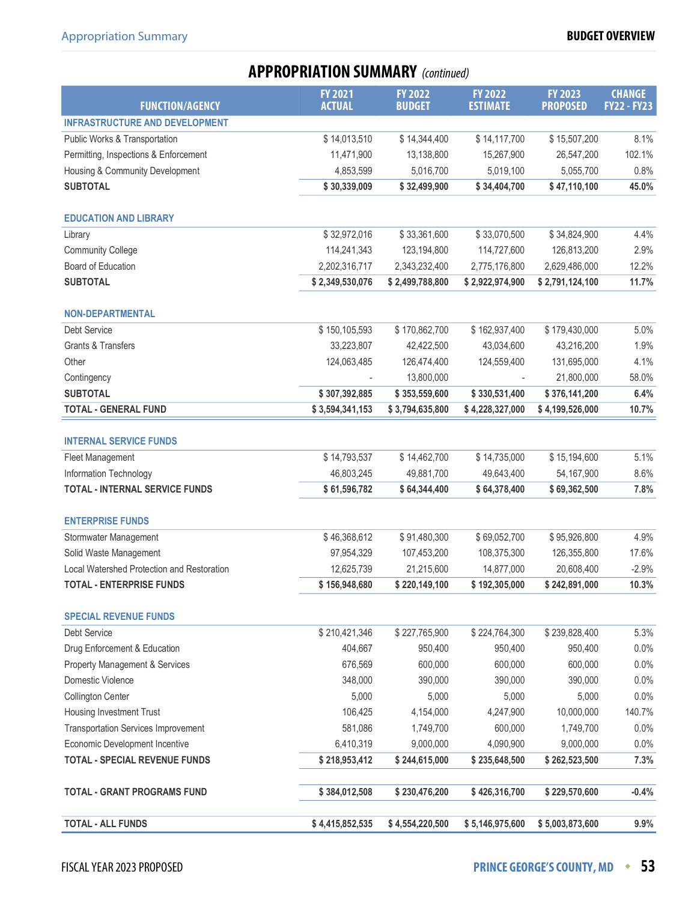## APPROPRIATION SUMMARY *(continued)*

| FUNCTION/AGENCY | FY 2021 ACTUAL | FY 2022 BUDGET | FY 2022 ESTIMATE | FY 2023 PROPOSED | CHANGE FY22 - FY23 |
|---|---|---|---|---|---|
| **INFRASTRUCTURE AND DEVELOPMENT** | | | | | |
| Public Works & Transportation | $ 14,013,510 | $ 14,344,400 | $ 14,117,700 | $ 15,507,200 | 8.1% |
| Permitting, Inspections & Enforcement | 11,471,900 | 13,138,800 | 15,267,900 | 26,547,200 | 102.1% |
| Housing & Community Development | 4,853,599 | 5,016,700 | 5,019,100 | 5,055,700 | 0.8% |
| **SUBTOTAL** | **$ 30,339,009** | **$ 32,499,900** | **$ 34,404,700** | **$ 47,110,100** | **45.0%** |
| **EDUCATION AND LIBRARY** | | | | | |
| Library | $ 32,972,016 | $ 33,361,600 | $ 33,070,500 | $ 34,824,900 | 4.4% |
| Community College | 114,241,343 | 123,194,800 | 114,727,600 | 126,813,200 | 2.9% |
| Board of Education | 2,202,316,717 | 2,343,232,400 | 2,775,176,800 | 2,629,486,000 | 12.2% |
| **SUBTOTAL** | **$ 2,349,530,076** | **$ 2,499,788,800** | **$ 2,922,974,900** | **$ 2,791,124,100** | **11.7%** |
| **NON-DEPARTMENTAL** | | | | | |
| Debt Service | $ 150,105,593 | $ 170,862,700 | $ 162,937,400 | $ 179,430,000 | 5.0% |
| Grants & Transfers | 33,223,807 | 42,422,500 | 43,034,600 | 43,216,200 | 1.9% |
| Other | 124,063,485 | 126,474,400 | 124,559,400 | 131,695,000 | 4.1% |
| Contingency | - | 13,800,000 | - | 21,800,000 | 58.0% |
| **SUBTOTAL** | **$ 307,392,885** | **$ 353,559,600** | **$ 330,531,400** | **$ 376,141,200** | **6.4%** |
| **TOTAL - GENERAL FUND** | **$ 3,594,341,153** | **$ 3,794,635,800** | **$ 4,228,327,000** | **$ 4,199,526,000** | **10.7%** |
| **INTERNAL SERVICE FUNDS** | | | | | |
| Fleet Management | $ 14,793,537 | $ 14,462,700 | $ 14,735,000 | $ 15,194,600 | 5.1% |
| Information Technology | 46,803,245 | 49,881,700 | 49,643,400 | 54,167,900 | 8.6% |
| **TOTAL - INTERNAL SERVICE FUNDS** | **$ 61,596,782** | **$ 64,344,400** | **$ 64,378,400** | **$ 69,362,500** | **7.8%** |
| **ENTERPRISE FUNDS** | | | | | |
| Stormwater Management | $ 46,368,612 | $ 91,480,300 | $ 69,052,700 | $ 95,926,800 | 4.9% |
| Solid Waste Management | 97,954,329 | 107,453,200 | 108,375,300 | 126,355,800 | 17.6% |
| Local Watershed Protection and Restoration | 12,625,739 | 21,215,600 | 14,877,000 | 20,608,400 | -2.9% |
| **TOTAL - ENTERPRISE FUNDS** | **$ 156,948,680** | **$ 220,149,100** | **$ 192,305,000** | **$ 242,891,000** | **10.3%** |
| **SPECIAL REVENUE FUNDS** | | | | | |
| Debt Service | $ 210,421,346 | $ 227,765,900 | $ 224,764,300 | $ 239,828,400 | 5.3% |
| Drug Enforcement & Education | 404,667 | 950,400 | 950,400 | 950,400 | 0.0% |
| Property Management & Services | 676,569 | 600,000 | 600,000 | 600,000 | 0.0% |
| Domestic Violence | 348,000 | 390,000 | 390,000 | 390,000 | 0.0% |
| Collington Center | 5,000 | 5,000 | 5,000 | 5,000 | 0.0% |
| Housing Investment Trust | 106,425 | 4,154,000 | 4,247,900 | 10,000,000 | 140.7% |
| Transportation Services Improvement | 581,086 | 1,749,700 | 600,000 | 1,749,700 | 0.0% |
| Economic Development Incentive | 6,410,319 | 9,000,000 | 4,090,900 | 9,000,000 | 0.0% |
| **TOTAL - SPECIAL REVENUE FUNDS** | **$ 218,953,412** | **$ 244,615,000** | **$ 235,648,500** | **$ 262,523,500** | **7.3%** |
| **TOTAL - GRANT PROGRAMS FUND** | **$ 384,012,508** | **$ 230,476,200** | **$ 426,316,700** | **$ 229,570,600** | **-0.4%** |
| **TOTAL - ALL FUNDS** | **$ 4,415,852,535** | **$ 4,554,220,500** | **$ 5,146,975,600** | **$ 5,003,873,600** | **9.9%** |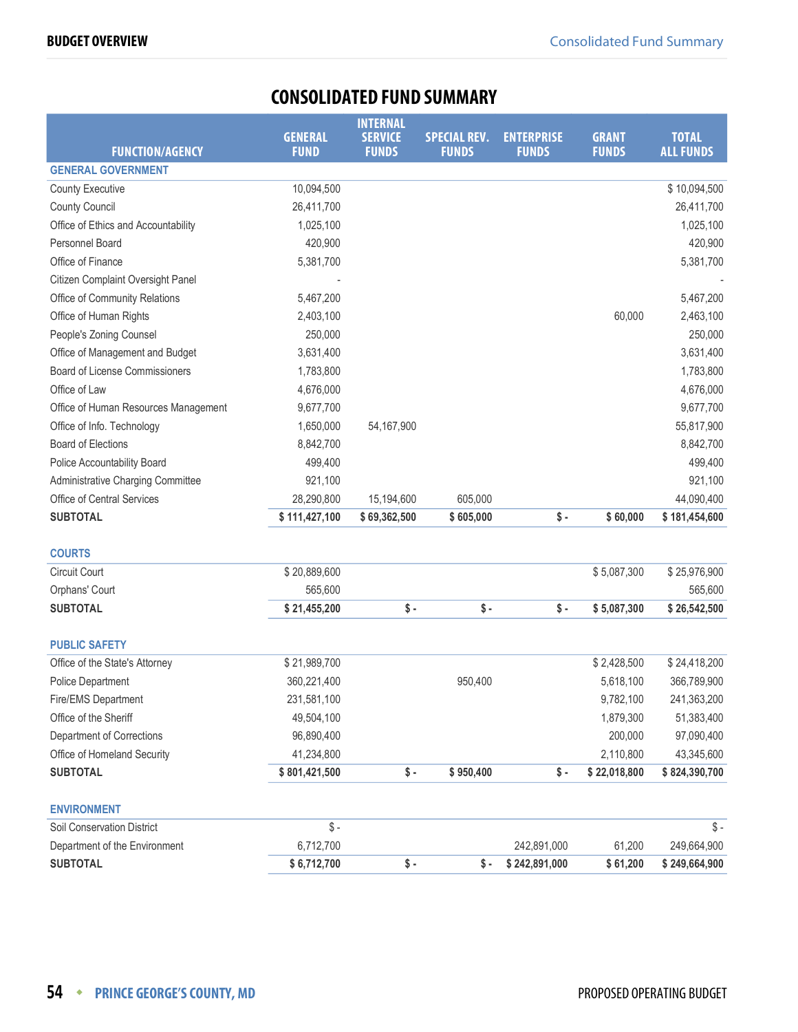# CONSOLIDATED FUND SUMMARY

| FUNCTION/AGENCY | GENERAL FUND | INTERNAL SERVICE FUNDS | SPECIAL REV. FUNDS | ENTERPRISE FUNDS | GRANT FUNDS | TOTAL ALL FUNDS |
|---|---|---|---|---|---|---|
| **GENERAL GOVERNMENT** | | | | | | |
| County Executive | 10,094,500 | | | | | $ 10,094,500 |
| County Council | 26,411,700 | | | | | 26,411,700 |
| Office of Ethics and Accountability | 1,025,100 | | | | | 1,025,100 |
| Personnel Board | 420,900 | | | | | 420,900 |
| Office of Finance | 5,381,700 | | | | | 5,381,700 |
| Citizen Complaint Oversight Panel | - | | | | | - |
| Office of Community Relations | 5,467,200 | | | | | 5,467,200 |
| Office of Human Rights | 2,403,100 | | | | 60,000 | 2,463,100 |
| People's Zoning Counsel | 250,000 | | | | | 250,000 |
| Office of Management and Budget | 3,631,400 | | | | | 3,631,400 |
| Board of License Commissioners | 1,783,800 | | | | | 1,783,800 |
| Office of Law | 4,676,000 | | | | | 4,676,000 |
| Office of Human Resources Management | 9,677,700 | | | | | 9,677,700 |
| Office of Info. Technology | 1,650,000 | 54,167,900 | | | | 55,817,900 |
| Board of Elections | 8,842,700 | | | | | 8,842,700 |
| Police Accountability Board | 499,400 | | | | | 499,400 |
| Administrative Charging Committee | 921,100 | | | | | 921,100 |
| Office of Central Services | 28,290,800 | 15,194,600 | 605,000 | | | 44,090,400 |
| **SUBTOTAL** | **$ 111,427,100** | **$ 69,362,500** | **$ 605,000** | **$ -** | **$ 60,000** | **$ 181,454,600** |
| **COURTS** | | | | | | |
| Circuit Court | $ 20,889,600 | | | | $ 5,087,300 | $ 25,976,900 |
| Orphans' Court | 565,600 | | | | | 565,600 |
| **SUBTOTAL** | **$ 21,455,200** | **$ -** | **$ -** | **$ -** | **$ 5,087,300** | **$ 26,542,500** |
| **PUBLIC SAFETY** | | | | | | |
| Office of the State's Attorney | $ 21,989,700 | | | | $ 2,428,500 | $ 24,418,200 |
| Police Department | 360,221,400 | | 950,400 | | 5,618,100 | 366,789,900 |
| Fire/EMS Department | 231,581,100 | | | | 9,782,100 | 241,363,200 |
| Office of the Sheriff | 49,504,100 | | | | 1,879,300 | 51,383,400 |
| Department of Corrections | 96,890,400 | | | | 200,000 | 97,090,400 |
| Office of Homeland Security | 41,234,800 | | | | 2,110,800 | 43,345,600 |
| **SUBTOTAL** | **$ 801,421,500** | **$ -** | **$ 950,400** | **$ -** | **$ 22,018,800** | **$ 824,390,700** |
| **ENVIRONMENT** | | | | | | |
| Soil Conservation District | $ - | | | | | $ - |
| Department of the Environment | 6,712,700 | | | 242,891,000 | 61,200 | 249,664,900 |
| **SUBTOTAL** | **$ 6,712,700** | **$ -** | **$ -** | **$ 242,891,000** | **$ 61,200** | **$ 249,664,900** |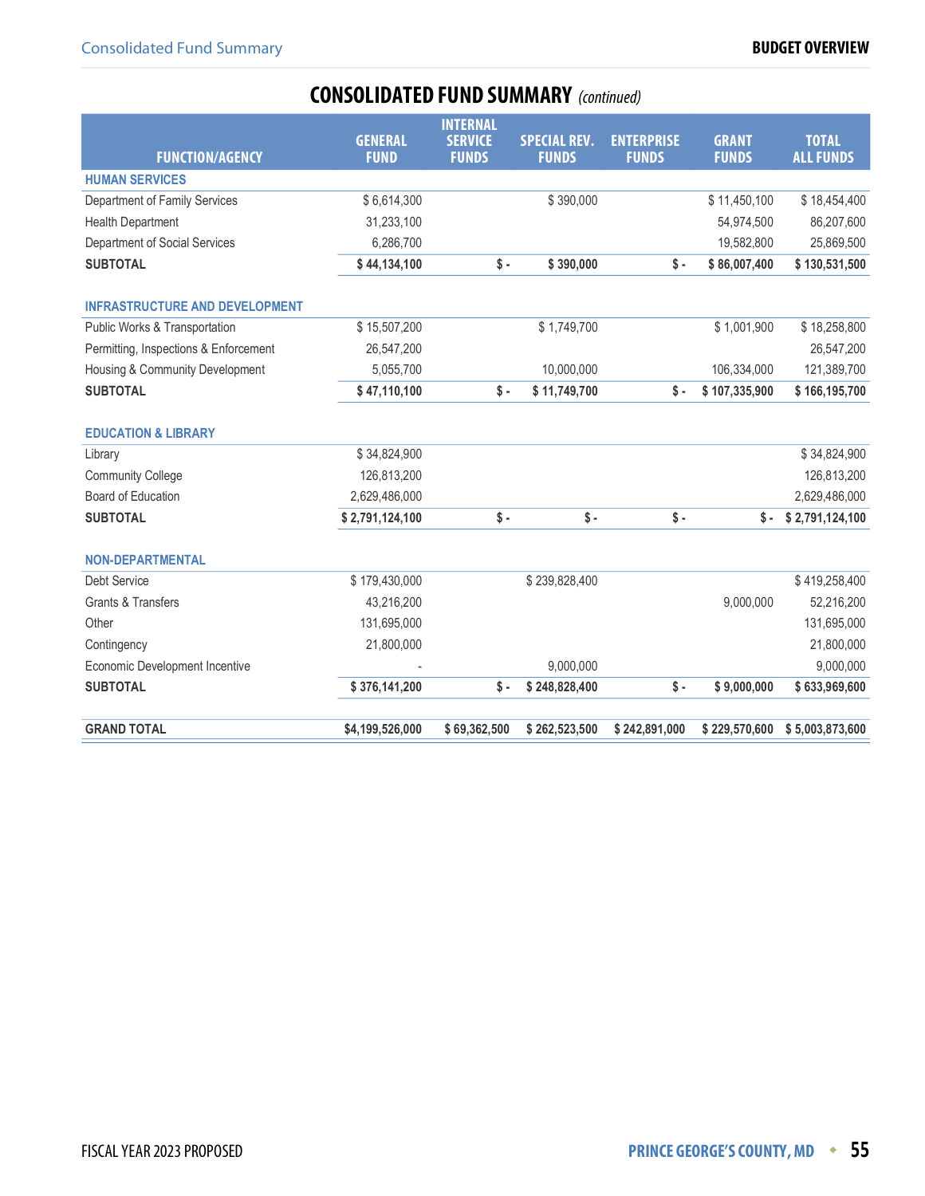# CONSOLIDATED FUND SUMMARY *(continued)*

| FUNCTION/AGENCY | GENERAL FUND | INTERNAL SERVICE FUNDS | SPECIAL REV. FUNDS | ENTERPRISE FUNDS | GRANT FUNDS | TOTAL ALL FUNDS |
|---|---|---|---|---|---|---|
| **HUMAN SERVICES** | | | | | | |
| Department of Family Services | $ 6,614,300 | | $ 390,000 | | $ 11,450,100 | $ 18,454,400 |
| Health Department | 31,233,100 | | | | 54,974,500 | 86,207,600 |
| Department of Social Services | 6,286,700 | | | | 19,582,800 | 25,869,500 |
| **SUBTOTAL** | **$ 44,134,100** | **$ -** | **$ 390,000** | **$ -** | **$ 86,007,400** | **$ 130,531,500** |
| **INFRASTRUCTURE AND DEVELOPMENT** | | | | | | |
| Public Works & Transportation | $ 15,507,200 | | $ 1,749,700 | | $ 1,001,900 | $ 18,258,800 |
| Permitting, Inspections & Enforcement | 26,547,200 | | | | | 26,547,200 |
| Housing & Community Development | 5,055,700 | | 10,000,000 | | 106,334,000 | 121,389,700 |
| **SUBTOTAL** | **$ 47,110,100** | **$ -** | **$ 11,749,700** | **$ -** | **$ 107,335,900** | **$ 166,195,700** |
| **EDUCATION & LIBRARY** | | | | | | |
| Library | $ 34,824,900 | | | | | $ 34,824,900 |
| Community College | 126,813,200 | | | | | 126,813,200 |
| Board of Education | 2,629,486,000 | | | | | 2,629,486,000 |
| **SUBTOTAL** | **$ 2,791,124,100** | **$ -** | **$ -** | **$ -** | **$ -** | **$ 2,791,124,100** |
| **NON-DEPARTMENTAL** | | | | | | |
| Debt Service | $ 179,430,000 | | $ 239,828,400 | | | $ 419,258,400 |
| Grants & Transfers | 43,216,200 | | | | 9,000,000 | 52,216,200 |
| Other | 131,695,000 | | | | | 131,695,000 |
| Contingency | 21,800,000 | | | | | 21,800,000 |
| Economic Development Incentive | - | | 9,000,000 | | | 9,000,000 |
| **SUBTOTAL** | **$ 376,141,200** | **$ -** | **$ 248,828,400** | **$ -** | **$ 9,000,000** | **$ 633,969,600** |
| **GRAND TOTAL** | **$4,199,526,000** | **$ 69,362,500** | **$ 262,523,500** | **$ 242,891,000** | **$ 229,570,600** | **$ 5,003,873,600** |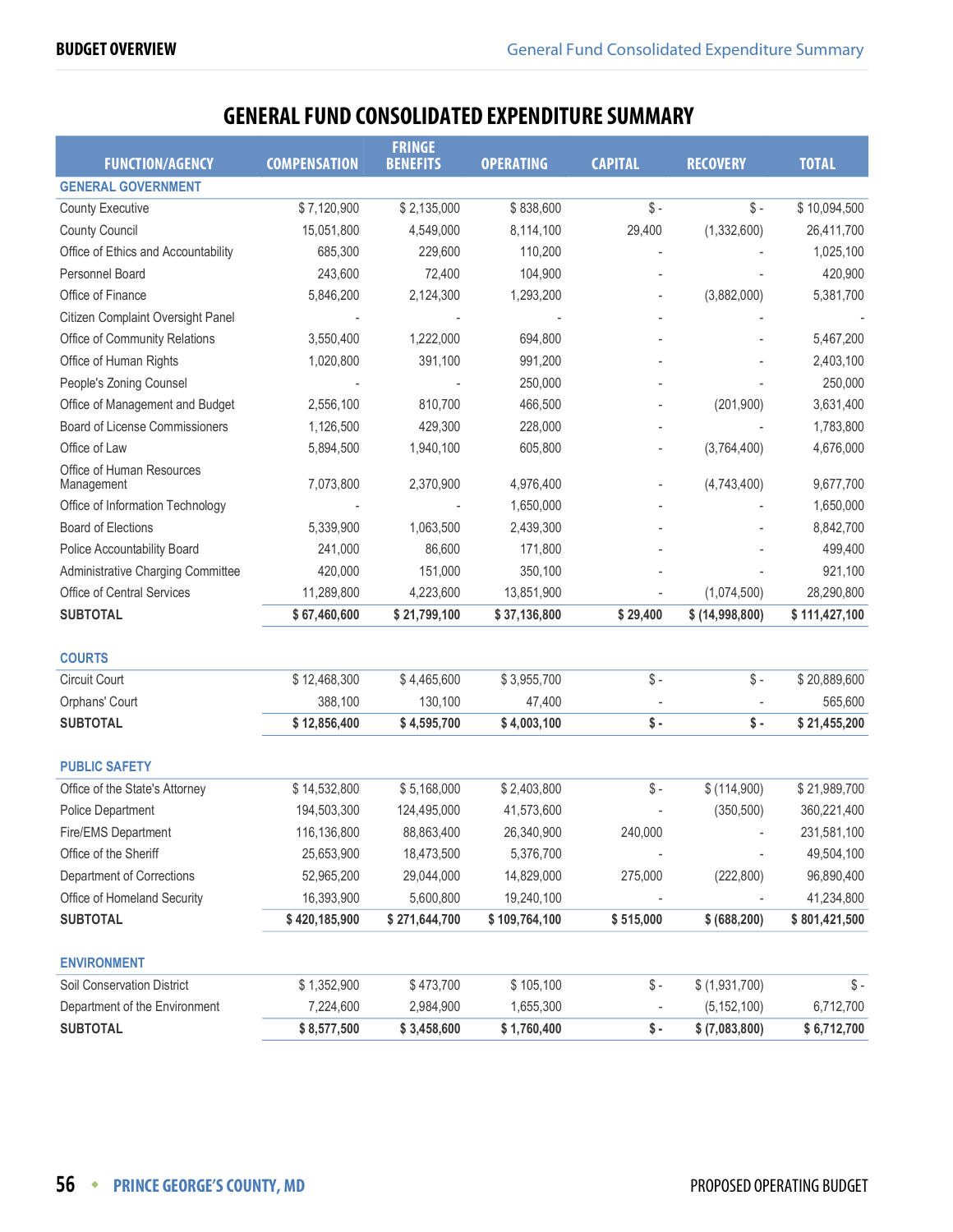# GENERAL FUND CONSOLIDATED EXPENDITURE SUMMARY

| FUNCTION/AGENCY | COMPENSATION | FRINGE BENEFITS | OPERATING | CAPITAL | RECOVERY | TOTAL |
|---|---|---|---|---|---|---|
| **GENERAL GOVERNMENT** | | | | | | |
| County Executive | $ 7,120,900 | $ 2,135,000 | $ 838,600 | $ - | $ - | $ 10,094,500 |
| County Council | 15,051,800 | 4,549,000 | 8,114,100 | 29,400 | (1,332,600) | 26,411,700 |
| Office of Ethics and Accountability | 685,300 | 229,600 | 110,200 | - | - | 1,025,100 |
| Personnel Board | 243,600 | 72,400 | 104,900 | - | - | 420,900 |
| Office of Finance | 5,846,200 | 2,124,300 | 1,293,200 | - | (3,882,000) | 5,381,700 |
| Citizen Complaint Oversight Panel | - | - | - | - | - | - |
| Office of Community Relations | 3,550,400 | 1,222,000 | 694,800 | - | - | 5,467,200 |
| Office of Human Rights | 1,020,800 | 391,100 | 991,200 | - | - | 2,403,100 |
| People's Zoning Counsel | - | - | 250,000 | - | - | 250,000 |
| Office of Management and Budget | 2,556,100 | 810,700 | 466,500 | - | (201,900) | 3,631,400 |
| Board of License Commissioners | 1,126,500 | 429,300 | 228,000 | - | - | 1,783,800 |
| Office of Law | 5,894,500 | 1,940,100 | 605,800 | - | (3,764,400) | 4,676,000 |
| Office of Human Resources Management | 7,073,800 | 2,370,900 | 4,976,400 | - | (4,743,400) | 9,677,700 |
| Office of Information Technology | - | - | 1,650,000 | - | - | 1,650,000 |
| Board of Elections | 5,339,900 | 1,063,500 | 2,439,300 | - | - | 8,842,700 |
| Police Accountability Board | 241,000 | 86,600 | 171,800 | - | - | 499,400 |
| Administrative Charging Committee | 420,000 | 151,000 | 350,100 | - | - | 921,100 |
| Office of Central Services | 11,289,800 | 4,223,600 | 13,851,900 | - | (1,074,500) | 28,290,800 |
| **SUBTOTAL** | **$ 67,460,600** | **$ 21,799,100** | **$ 37,136,800** | **$ 29,400** | **$ (14,998,800)** | **$ 111,427,100** |
| **COURTS** | | | | | | |
| Circuit Court | $ 12,468,300 | $ 4,465,600 | $ 3,955,700 | $ - | $ - | $ 20,889,600 |
| Orphans' Court | 388,100 | 130,100 | 47,400 | - | - | 565,600 |
| **SUBTOTAL** | **$ 12,856,400** | **$ 4,595,700** | **$ 4,003,100** | **$ -** | **$ -** | **$ 21,455,200** |
| **PUBLIC SAFETY** | | | | | | |
| Office of the State's Attorney | $ 14,532,800 | $ 5,168,000 | $ 2,403,800 | $ - | $ (114,900) | $ 21,989,700 |
| Police Department | 194,503,300 | 124,495,000 | 41,573,600 | - | (350,500) | 360,221,400 |
| Fire/EMS Department | 116,136,800 | 88,863,400 | 26,340,900 | 240,000 | - | 231,581,100 |
| Office of the Sheriff | 25,653,900 | 18,473,500 | 5,376,700 | - | - | 49,504,100 |
| Department of Corrections | 52,965,200 | 29,044,000 | 14,829,000 | 275,000 | (222,800) | 96,890,400 |
| Office of Homeland Security | 16,393,900 | 5,600,800 | 19,240,100 | - | - | 41,234,800 |
| **SUBTOTAL** | **$ 420,185,900** | **$ 271,644,700** | **$ 109,764,100** | **$ 515,000** | **$ (688,200)** | **$ 801,421,500** |
| **ENVIRONMENT** | | | | | | |
| Soil Conservation District | $ 1,352,900 | $ 473,700 | $ 105,100 | $ - | $ (1,931,700) | $ - |
| Department of the Environment | 7,224,600 | 2,984,900 | 1,655,300 | - | (5,152,100) | 6,712,700 |
| **SUBTOTAL** | **$ 8,577,500** | **$ 3,458,600** | **$ 1,760,400** | **$ -** | **$ (7,083,800)** | **$ 6,712,700** |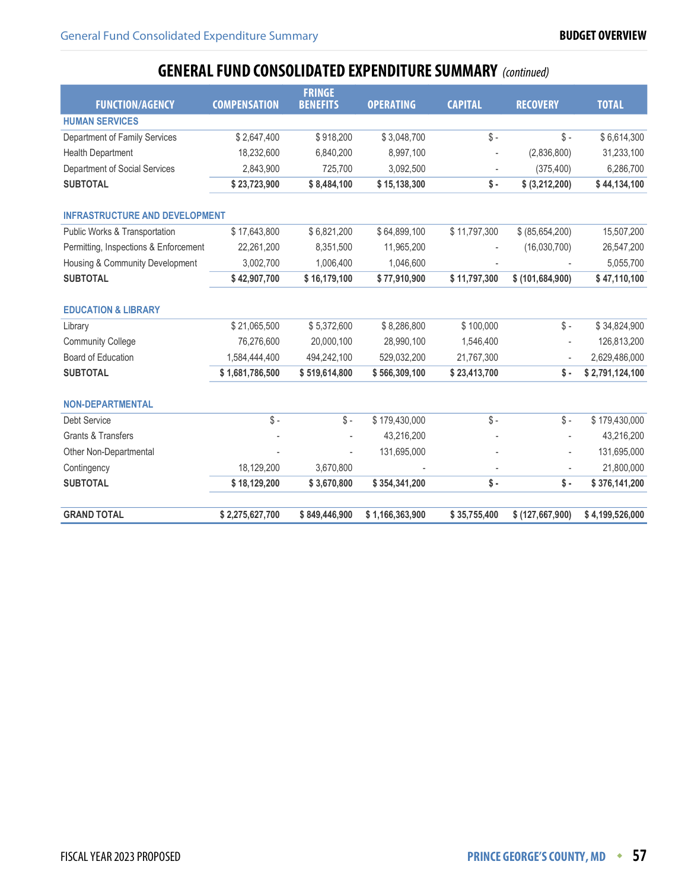## GENERAL FUND CONSOLIDATED EXPENDITURE SUMMARY *(continued)*

| FUNCTION/AGENCY | COMPENSATION | FRINGE BENEFITS | OPERATING | CAPITAL | RECOVERY | TOTAL |
|---|---|---|---|---|---|---|
| **HUMAN SERVICES** | | | | | | |
| Department of Family Services | $ 2,647,400 | $ 918,200 | $ 3,048,700 | $ - | $ - | $ 6,614,300 |
| Health Department | 18,232,600 | 6,840,200 | 8,997,100 | - | (2,836,800) | 31,233,100 |
| Department of Social Services | 2,843,900 | 725,700 | 3,092,500 | - | (375,400) | 6,286,700 |
| **SUBTOTAL** | **$ 23,723,900** | **$ 8,484,100** | **$ 15,138,300** | **$ -** | **$ (3,212,200)** | **$ 44,134,100** |
| **INFRASTRUCTURE AND DEVELOPMENT** | | | | | | |
| Public Works & Transportation | $ 17,643,800 | $ 6,821,200 | $ 64,899,100 | $ 11,797,300 | $ (85,654,200) | 15,507,200 |
| Permitting, Inspections & Enforcement | 22,261,200 | 8,351,500 | 11,965,200 | - | (16,030,700) | 26,547,200 |
| Housing & Community Development | 3,002,700 | 1,006,400 | 1,046,600 | - | - | 5,055,700 |
| **SUBTOTAL** | **$ 42,907,700** | **$ 16,179,100** | **$ 77,910,900** | **$ 11,797,300** | **$ (101,684,900)** | **$ 47,110,100** |
| **EDUCATION & LIBRARY** | | | | | | |
| Library | $ 21,065,500 | $ 5,372,600 | $ 8,286,800 | $ 100,000 | $ - | $ 34,824,900 |
| Community College | 76,276,600 | 20,000,100 | 28,990,100 | 1,546,400 | - | 126,813,200 |
| Board of Education | 1,584,444,400 | 494,242,100 | 529,032,200 | 21,767,300 | - | 2,629,486,000 |
| **SUBTOTAL** | **$ 1,681,786,500** | **$ 519,614,800** | **$ 566,309,100** | **$ 23,413,700** | **$ -** | **$ 2,791,124,100** |
| **NON-DEPARTMENTAL** | | | | | | |
| Debt Service | $ - | $ - | $ 179,430,000 | $ - | $ - | $ 179,430,000 |
| Grants & Transfers | - | - | 43,216,200 | - | - | 43,216,200 |
| Other Non-Departmental | - | - | 131,695,000 | - | - | 131,695,000 |
| Contingency | 18,129,200 | 3,670,800 | - | - | - | 21,800,000 |
| **SUBTOTAL** | **$ 18,129,200** | **$ 3,670,800** | **$ 354,341,200** | **$ -** | **$ -** | **$ 376,141,200** |
| **GRAND TOTAL** | **$ 2,275,627,700** | **$ 849,446,900** | **$ 1,166,363,900** | **$ 35,755,400** | **$ (127,667,900)** | **$ 4,199,526,000** |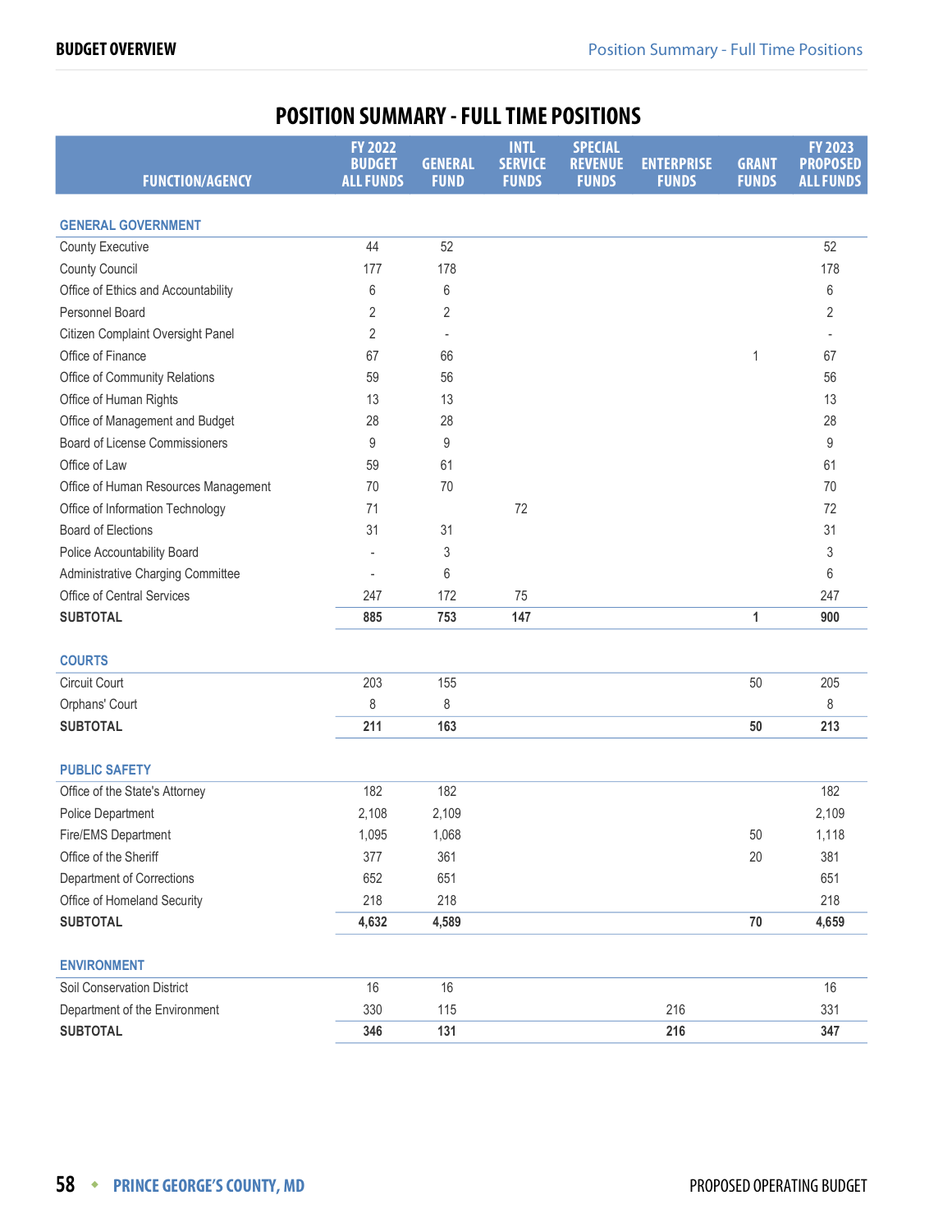# POSITION SUMMARY - FULL TIME POSITIONS

| FUNCTION/AGENCY | FY 2022 BUDGET ALL FUNDS | GENERAL FUND | INTL SERVICE FUNDS | SPECIAL REVENUE FUNDS | ENTERPRISE FUNDS | GRANT FUNDS | FY 2023 PROPOSED ALL FUNDS |
|---|---|---|---|---|---|---|---|
| **GENERAL GOVERNMENT** | | | | | | | |
| County Executive | 44 | 52 | | | | | 52 |
| County Council | 177 | 178 | | | | | 178 |
| Office of Ethics and Accountability | 6 | 6 | | | | | 6 |
| Personnel Board | 2 | 2 | | | | | 2 |
| Citizen Complaint Oversight Panel | 2 | - | | | | | - |
| Office of Finance | 67 | 66 | | | | 1 | 67 |
| Office of Community Relations | 59 | 56 | | | | | 56 |
| Office of Human Rights | 13 | 13 | | | | | 13 |
| Office of Management and Budget | 28 | 28 | | | | | 28 |
| Board of License Commissioners | 9 | 9 | | | | | 9 |
| Office of Law | 59 | 61 | | | | | 61 |
| Office of Human Resources Management | 70 | 70 | | | | | 70 |
| Office of Information Technology | 71 | | 72 | | | | 72 |
| Board of Elections | 31 | 31 | | | | | 31 |
| Police Accountability Board | - | 3 | | | | | 3 |
| Administrative Charging Committee | - | 6 | | | | | 6 |
| Office of Central Services | 247 | 172 | 75 | | | | 247 |
| **SUBTOTAL** | **885** | **753** | **147** | | | **1** | **900** |
| **COURTS** | | | | | | | |
| Circuit Court | 203 | 155 | | | | 50 | 205 |
| Orphans' Court | 8 | 8 | | | | | 8 |
| **SUBTOTAL** | **211** | **163** | | | | **50** | **213** |
| **PUBLIC SAFETY** | | | | | | | |
| Office of the State's Attorney | 182 | 182 | | | | | 182 |
| Police Department | 2,108 | 2,109 | | | | | 2,109 |
| Fire/EMS Department | 1,095 | 1,068 | | | | 50 | 1,118 |
| Office of the Sheriff | 377 | 361 | | | | 20 | 381 |
| Department of Corrections | 652 | 651 | | | | | 651 |
| Office of Homeland Security | 218 | 218 | | | | | 218 |
| **SUBTOTAL** | **4,632** | **4,589** | | | | **70** | **4,659** |
| **ENVIRONMENT** | | | | | | | |
| Soil Conservation District | 16 | 16 | | | | | 16 |
| Department of the Environment | 330 | 115 | | | 216 | | 331 |
| **SUBTOTAL** | **346** | **131** | | | **216** | | **347** |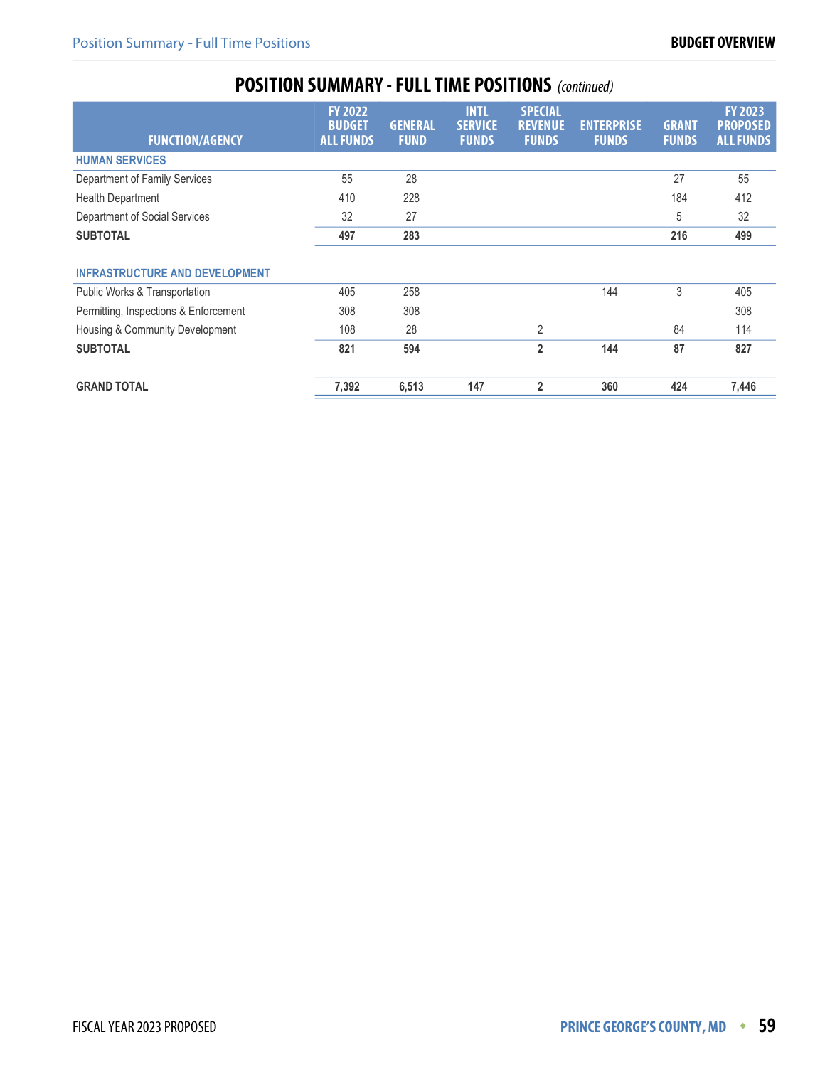## POSITION SUMMARY - FULL TIME POSITIONS *(continued)*

| FUNCTION/AGENCY | FY 2022 BUDGET ALL FUNDS | GENERAL FUND | INTL SERVICE FUNDS | SPECIAL REVENUE FUNDS | ENTERPRISE FUNDS | GRANT FUNDS | FY 2023 PROPOSED ALL FUNDS |
|---|---|---|---|---|---|---|---|
| **HUMAN SERVICES** | | | | | | | |
| Department of Family Services | 55 | 28 | | | | 27 | 55 |
| Health Department | 410 | 228 | | | | 184 | 412 |
| Department of Social Services | 32 | 27 | | | | 5 | 32 |
| **SUBTOTAL** | **497** | **283** | | | | **216** | **499** |
| **INFRASTRUCTURE AND DEVELOPMENT** | | | | | | | |
| Public Works & Transportation | 405 | 258 | | | 144 | 3 | 405 |
| Permitting, Inspections & Enforcement | 308 | 308 | | | | | 308 |
| Housing & Community Development | 108 | 28 | | 2 | | 84 | 114 |
| **SUBTOTAL** | **821** | **594** | | **2** | **144** | **87** | **827** |
| **GRAND TOTAL** | **7,392** | **6,513** | **147** | **2** | **360** | **424** | **7,446** |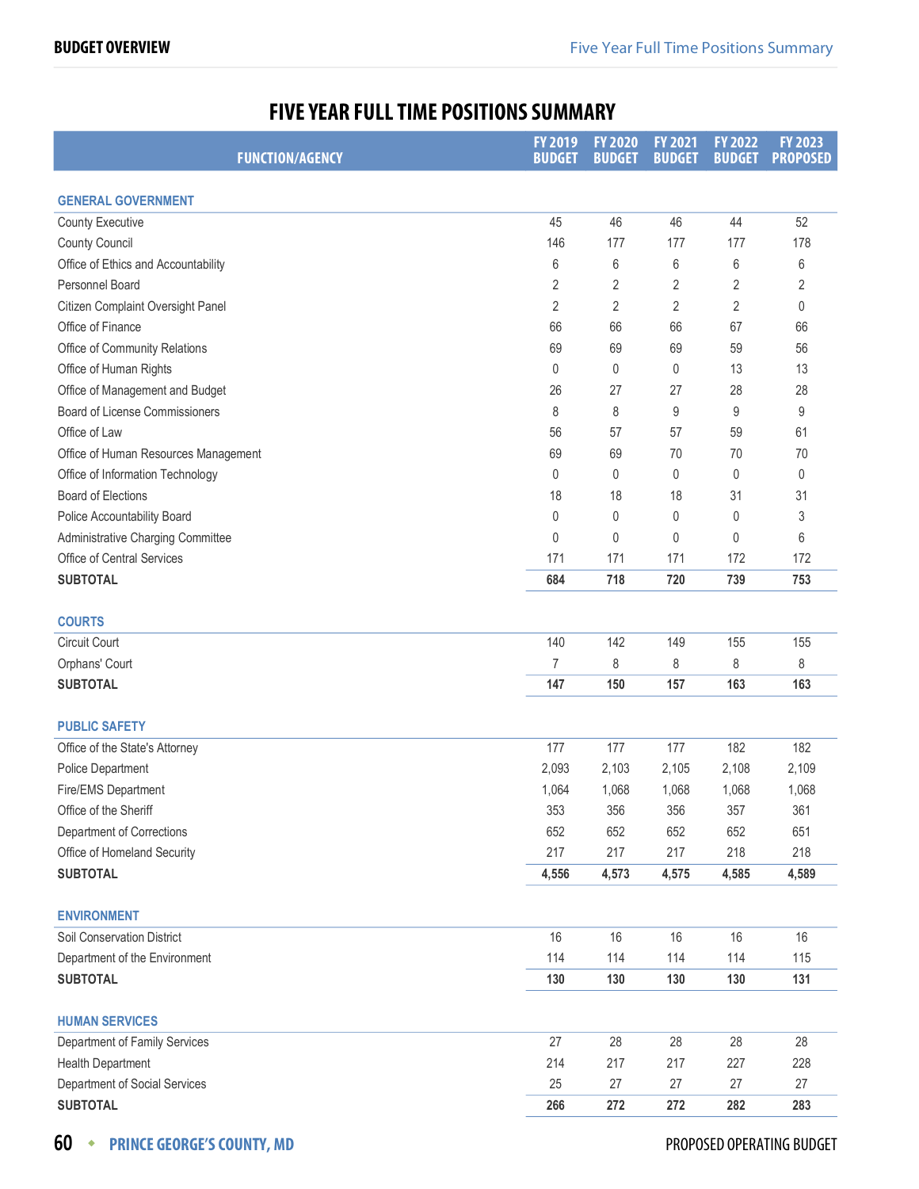# FIVE YEAR FULL TIME POSITIONS SUMMARY

| FUNCTION/AGENCY | FY 2019 BUDGET | FY 2020 BUDGET | FY 2021 BUDGET | FY 2022 BUDGET | FY 2023 PROPOSED |
|---|---|---|---|---|---|
| **GENERAL GOVERNMENT** | | | | | |
| County Executive | 45 | 46 | 46 | 44 | 52 |
| County Council | 146 | 177 | 177 | 177 | 178 |
| Office of Ethics and Accountability | 6 | 6 | 6 | 6 | 6 |
| Personnel Board | 2 | 2 | 2 | 2 | 2 |
| Citizen Complaint Oversight Panel | 2 | 2 | 2 | 2 | 0 |
| Office of Finance | 66 | 66 | 66 | 67 | 66 |
| Office of Community Relations | 69 | 69 | 69 | 59 | 56 |
| Office of Human Rights | 0 | 0 | 0 | 13 | 13 |
| Office of Management and Budget | 26 | 27 | 27 | 28 | 28 |
| Board of License Commissioners | 8 | 8 | 9 | 9 | 9 |
| Office of Law | 56 | 57 | 57 | 59 | 61 |
| Office of Human Resources Management | 69 | 69 | 70 | 70 | 70 |
| Office of Information Technology | 0 | 0 | 0 | 0 | 0 |
| Board of Elections | 18 | 18 | 18 | 31 | 31 |
| Police Accountability Board | 0 | 0 | 0 | 0 | 3 |
| Administrative Charging Committee | 0 | 0 | 0 | 0 | 6 |
| Office of Central Services | 171 | 171 | 171 | 172 | 172 |
| **SUBTOTAL** | **684** | **718** | **720** | **739** | **753** |
| **COURTS** | | | | | |
| Circuit Court | 140 | 142 | 149 | 155 | 155 |
| Orphans' Court | 7 | 8 | 8 | 8 | 8 |
| **SUBTOTAL** | **147** | **150** | **157** | **163** | **163** |
| **PUBLIC SAFETY** | | | | | |
| Office of the State's Attorney | 177 | 177 | 177 | 182 | 182 |
| Police Department | 2,093 | 2,103 | 2,105 | 2,108 | 2,109 |
| Fire/EMS Department | 1,064 | 1,068 | 1,068 | 1,068 | 1,068 |
| Office of the Sheriff | 353 | 356 | 356 | 357 | 361 |
| Department of Corrections | 652 | 652 | 652 | 652 | 651 |
| Office of Homeland Security | 217 | 217 | 217 | 218 | 218 |
| **SUBTOTAL** | **4,556** | **4,573** | **4,575** | **4,585** | **4,589** |
| **ENVIRONMENT** | | | | | |
| Soil Conservation District | 16 | 16 | 16 | 16 | 16 |
| Department of the Environment | 114 | 114 | 114 | 114 | 115 |
| **SUBTOTAL** | **130** | **130** | **130** | **130** | **131** |
| **HUMAN SERVICES** | | | | | |
| Department of Family Services | 27 | 28 | 28 | 28 | 28 |
| Health Department | 214 | 217 | 217 | 227 | 228 |
| Department of Social Services | 25 | 27 | 27 | 27 | 27 |
| **SUBTOTAL** | **266** | **272** | **272** | **282** | **283** |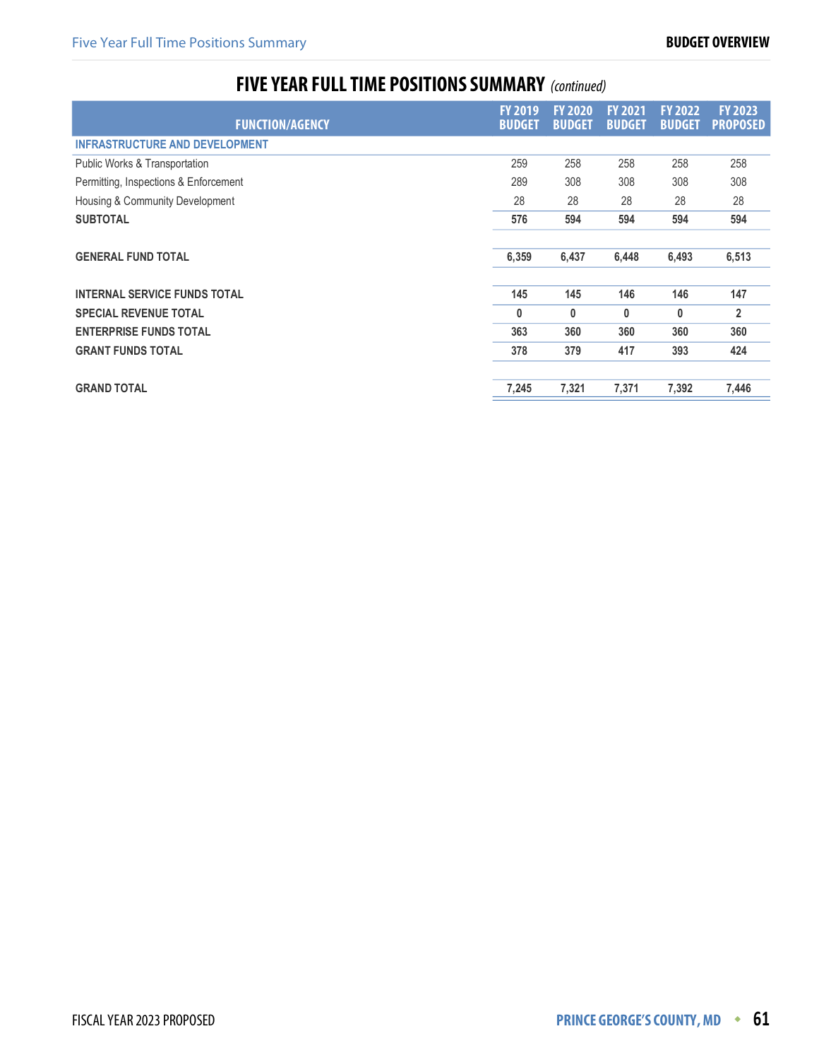## FIVE YEAR FULL TIME POSITIONS SUMMARY *(continued)*

| FUNCTION/AGENCY | FY 2019 BUDGET | FY 2020 BUDGET | FY 2021 BUDGET | FY 2022 BUDGET | FY 2023 PROPOSED |
|---|---|---|---|---|---|
| **INFRASTRUCTURE AND DEVELOPMENT** | | | | | |
| Public Works & Transportation | 259 | 258 | 258 | 258 | 258 |
| Permitting, Inspections & Enforcement | 289 | 308 | 308 | 308 | 308 |
| Housing & Community Development | 28 | 28 | 28 | 28 | 28 |
| **SUBTOTAL** | **576** | **594** | **594** | **594** | **594** |
| **GENERAL FUND TOTAL** | **6,359** | **6,437** | **6,448** | **6,493** | **6,513** |
| **INTERNAL SERVICE FUNDS TOTAL** | **145** | **145** | **146** | **146** | **147** |
| **SPECIAL REVENUE TOTAL** | **0** | **0** | **0** | **0** | **2** |
| **ENTERPRISE FUNDS TOTAL** | **363** | **360** | **360** | **360** | **360** |
| **GRANT FUNDS TOTAL** | **378** | **379** | **417** | **393** | **424** |
| **GRAND TOTAL** | **7,245** | **7,321** | **7,371** | **7,392** | **7,446** |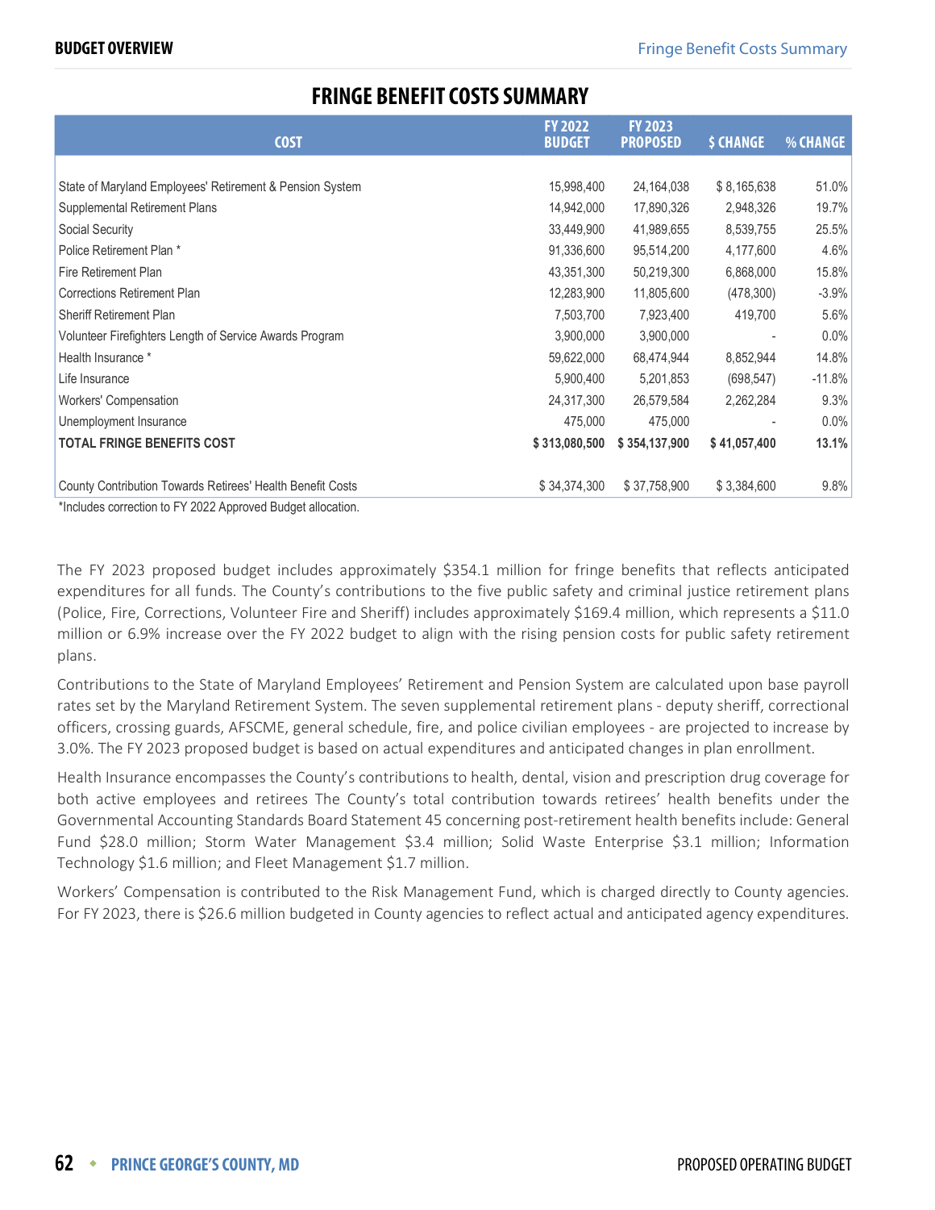# FRINGE BENEFIT COSTS SUMMARY

| COST | FY 2022 BUDGET | FY 2023 PROPOSED | $ CHANGE | % CHANGE |
|---|---|---|---|---|
| State of Maryland Employees' Retirement & Pension System | 15,998,400 | 24,164,038 | $ 8,165,638 | 51.0% |
| Supplemental Retirement Plans | 14,942,000 | 17,890,326 | 2,948,326 | 19.7% |
| Social Security | 33,449,900 | 41,989,655 | 8,539,755 | 25.5% |
| Police Retirement Plan * | 91,336,600 | 95,514,200 | 4,177,600 | 4.6% |
| Fire Retirement Plan | 43,351,300 | 50,219,300 | 6,868,000 | 15.8% |
| Corrections Retirement Plan | 12,283,900 | 11,805,600 | (478,300) | -3.9% |
| Sheriff Retirement Plan | 7,503,700 | 7,923,400 | 419,700 | 5.6% |
| Volunteer Firefighters Length of Service Awards Program | 3,900,000 | 3,900,000 | - | 0.0% |
| Health Insurance * | 59,622,000 | 68,474,944 | 8,852,944 | 14.8% |
| Life Insurance | 5,900,400 | 5,201,853 | (698,547) | -11.8% |
| Workers' Compensation | 24,317,300 | 26,579,584 | 2,262,284 | 9.3% |
| Unemployment Insurance | 475,000 | 475,000 | - | 0.0% |
| **TOTAL FRINGE BENEFITS COST** | **$ 313,080,500** | **$ 354,137,900** | **$ 41,057,400** | **13.1%** |
| | | | | |
| County Contribution Towards Retirees' Health Benefit Costs | $ 34,374,300 | $ 37,758,900 | $ 3,384,600 | 9.8% |

*Includes correction to FY 2022 Approved Budget allocation.

The FY 2023 proposed budget includes approximately $354.1 million for fringe benefits that reflects anticipated expenditures for all funds. The County's contributions to the five public safety and criminal justice retirement plans (Police, Fire, Corrections, Volunteer Fire and Sheriff) includes approximately $169.4 million, which represents a $11.0 million or 6.9% increase over the FY 2022 budget to align with the rising pension costs for public safety retirement plans.

Contributions to the State of Maryland Employees' Retirement and Pension System are calculated upon base payroll rates set by the Maryland Retirement System. The seven supplemental retirement plans - deputy sheriff, correctional officers, crossing guards, AFSCME, general schedule, fire, and police civilian employees - are projected to increase by 3.0%. The FY 2023 proposed budget is based on actual expenditures and anticipated changes in plan enrollment.

Health Insurance encompasses the County's contributions to health, dental, vision and prescription drug coverage for both active employees and retirees The County's total contribution towards retirees' health benefits under the Governmental Accounting Standards Board Statement 45 concerning post-retirement health benefits include: General Fund $28.0 million; Storm Water Management $3.4 million; Solid Waste Enterprise $3.1 million; Information Technology $1.6 million; and Fleet Management $1.7 million.

Workers' Compensation is contributed to the Risk Management Fund, which is charged directly to County agencies. For FY 2023, there is $26.6 million budgeted in County agencies to reflect actual and anticipated agency expenditures.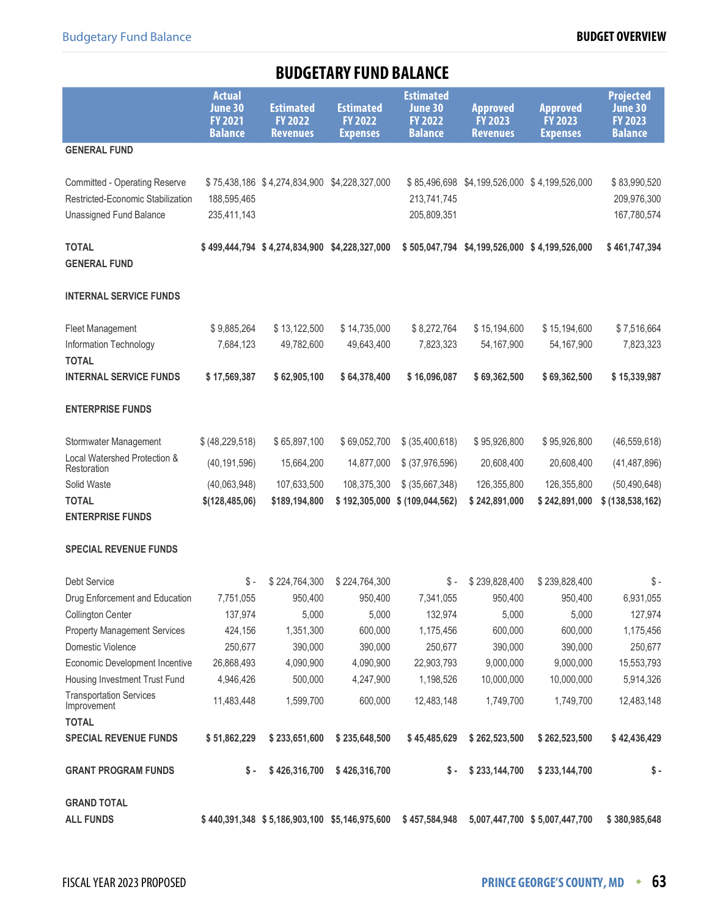# BUDGETARY FUND BALANCE

| | Actual June 30 FY 2021 Balance | Estimated FY 2022 Revenues | Estimated FY 2022 Expenses | Estimated June 30 FY 2022 Balance | Approved FY 2023 Revenues | Approved FY 2023 Expenses | Projected June 30 FY 2023 Balance |
|---|---|---|---|---|---|---|---|
| **GENERAL FUND** | | | | | | | |
| Committed - Operating Reserve | $ 75,438,186 | $ 4,274,834,900 | $4,228,327,000 | $ 85,496,698 | $4,199,526,000 | $ 4,199,526,000 | $ 83,990,520 |
| Restricted-Economic Stabilization | 188,595,465 | | | 213,741,745 | | | 209,976,300 |
| Unassigned Fund Balance | 235,411,143 | | | 205,809,351 | | | 167,780,574 |
| **TOTAL GENERAL FUND** | **$ 499,444,794** | **$ 4,274,834,900** | **$4,228,327,000** | **$ 505,047,794** | **$4,199,526,000** | **$ 4,199,526,000** | **$ 461,747,394** |
| **INTERNAL SERVICE FUNDS** | | | | | | | |
| Fleet Management | $ 9,885,264 | $ 13,122,500 | $ 14,735,000 | $ 8,272,764 | $ 15,194,600 | $ 15,194,600 | $ 7,516,664 |
| Information Technology | 7,684,123 | 49,782,600 | 49,643,400 | 7,823,323 | 54,167,900 | 54,167,900 | 7,823,323 |
| **TOTAL INTERNAL SERVICE FUNDS** | **$ 17,569,387** | **$ 62,905,100** | **$ 64,378,400** | **$ 16,096,087** | **$ 69,362,500** | **$ 69,362,500** | **$ 15,339,987** |
| **ENTERPRISE FUNDS** | | | | | | | |
| Stormwater Management | $ (48,229,518) | $ 65,897,100 | $ 69,052,700 | $ (35,400,618) | $ 95,926,800 | $ 95,926,800 | (46,559,618) |
| Local Watershed Protection & Restoration | (40,191,596) | 15,664,200 | 14,877,000 | $ (37,976,596) | 20,608,400 | 20,608,400 | (41,487,896) |
| Solid Waste | (40,063,948) | 107,633,500 | 108,375,300 | $ (35,667,348) | 126,355,800 | 126,355,800 | (50,490,648) |
| **TOTAL ENTERPRISE FUNDS** | **$(128,485,06)** | **$189,194,800** | **$ 192,305,000** | **$ (109,044,562)** | **$ 242,891,000** | **$ 242,891,000** | **$ (138,538,162)** |
| **SPECIAL REVENUE FUNDS** | | | | | | | |
| Debt Service | $ - | $ 224,764,300 | $ 224,764,300 | $ - | $ 239,828,400 | $ 239,828,400 | $ - |
| Drug Enforcement and Education | 7,751,055 | 950,400 | 950,400 | 7,341,055 | 950,400 | 950,400 | 6,931,055 |
| Collington Center | 137,974 | 5,000 | 5,000 | 132,974 | 5,000 | 5,000 | 127,974 |
| Property Management Services | 424,156 | 1,351,300 | 600,000 | 1,175,456 | 600,000 | 600,000 | 1,175,456 |
| Domestic Violence | 250,677 | 390,000 | 390,000 | 250,677 | 390,000 | 390,000 | 250,677 |
| Economic Development Incentive | 26,868,493 | 4,090,900 | 4,090,900 | 22,903,793 | 9,000,000 | 9,000,000 | 15,553,793 |
| Housing Investment Trust Fund | 4,946,426 | 500,000 | 4,247,900 | 1,198,526 | 10,000,000 | 10,000,000 | 5,914,326 |
| Transportation Services Improvement | 11,483,448 | 1,599,700 | 600,000 | 12,483,148 | 1,749,700 | 1,749,700 | 12,483,148 |
| **TOTAL SPECIAL REVENUE FUNDS** | **$ 51,862,229** | **$ 233,651,600** | **$ 235,648,500** | **$ 45,485,629** | **$ 262,523,500** | **$ 262,523,500** | **$ 42,436,429** |
| **GRANT PROGRAM FUNDS** | **$ -** | **$ 426,316,700** | **$ 426,316,700** | **$ -** | **$ 233,144,700** | **$ 233,144,700** | **$ -** |
| **GRAND TOTAL ALL FUNDS** | **$ 440,391,348** | **$ 5,186,903,100** | **$5,146,975,600** | **$ 457,584,948** | **5,007,447,700** | **$ 5,007,447,700** | **$ 380,985,648** |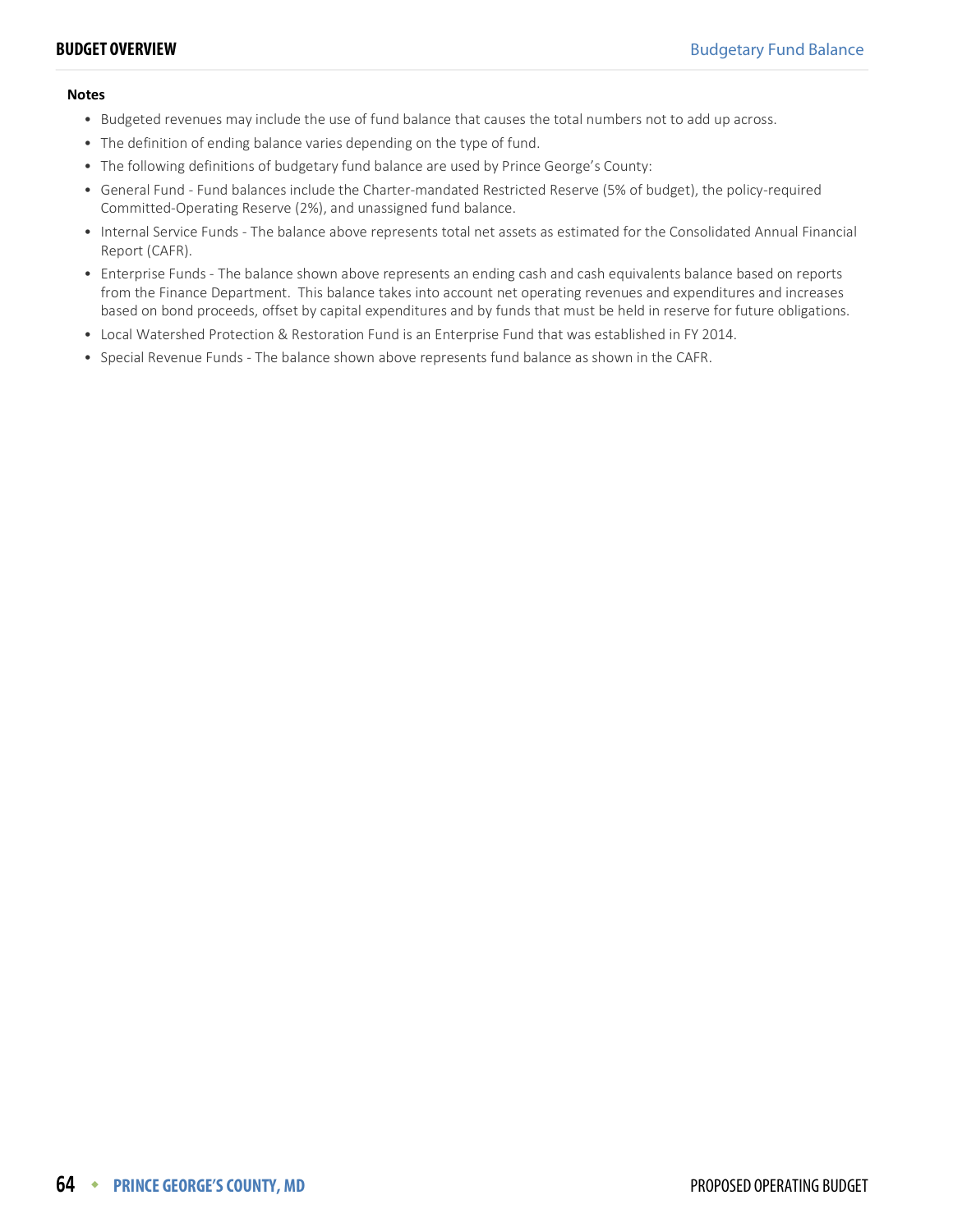**Notes**

- Budgeted revenues may include the use of fund balance that causes the total numbers not to add up across.
- The definition of ending balance varies depending on the type of fund.
- The following definitions of budgetary fund balance are used by Prince George's County:
- General Fund - Fund balances include the Charter-mandated Restricted Reserve (5% of budget), the policy-required Committed-Operating Reserve (2%), and unassigned fund balance.
- Internal Service Funds - The balance above represents total net assets as estimated for the Consolidated Annual Financial Report (CAFR).
- Enterprise Funds - The balance shown above represents an ending cash and cash equivalents balance based on reports from the Finance Department. This balance takes into account net operating revenues and expenditures and increases based on bond proceeds, offset by capital expenditures and by funds that must be held in reserve for future obligations.
- Local Watershed Protection & Restoration Fund is an Enterprise Fund that was established in FY 2014.
- Special Revenue Funds - The balance shown above represents fund balance as shown in the CAFR.